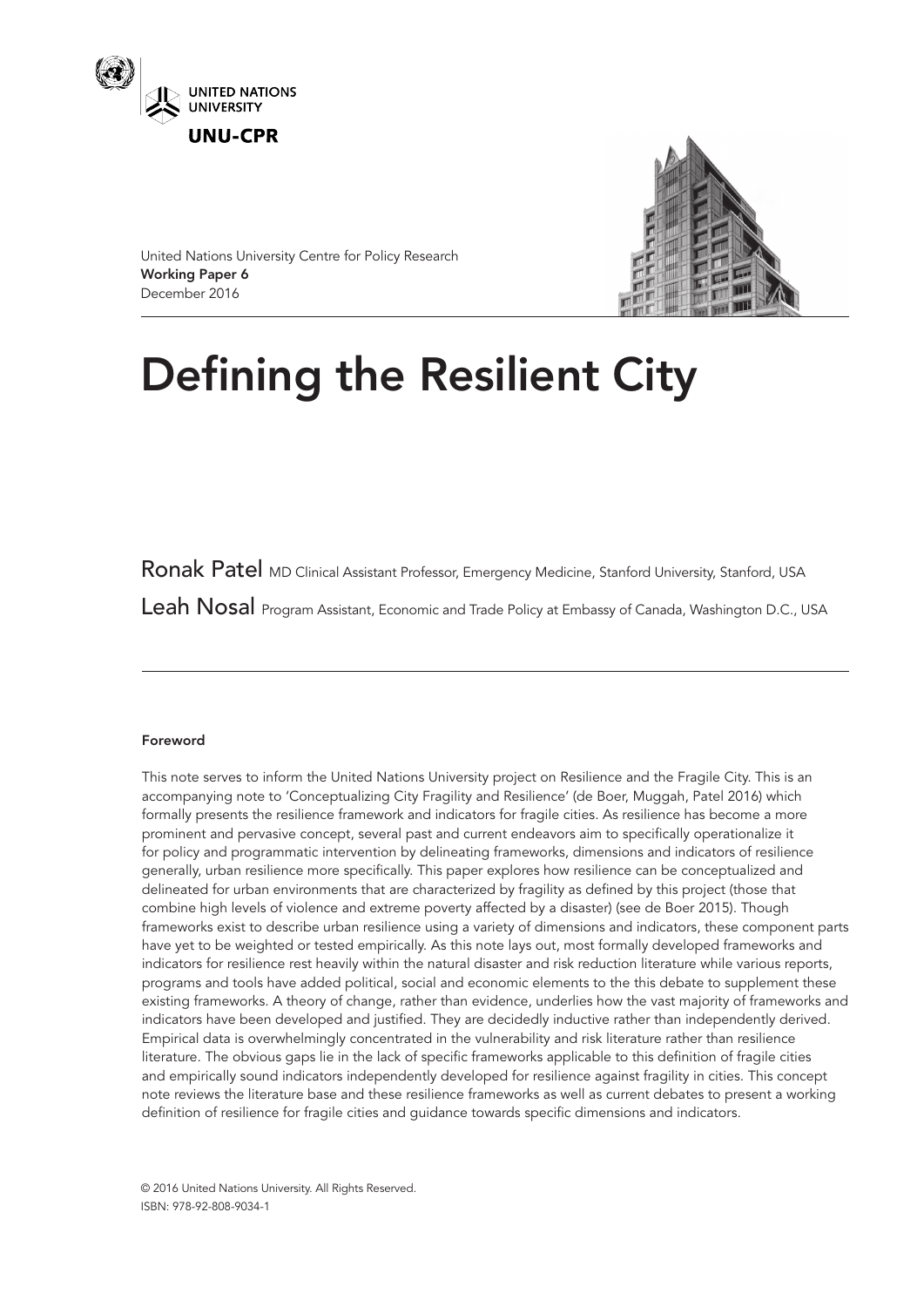UNITED NATIONS UNIVERSITY

UNU-CPR

United Nations University Centre for Policy Research
**Working Paper 6**
December 2016

# Defining the Resilient City

**Ronak Patel** MD Clinical Assistant Professor, Emergency Medicine, Stanford University, Stanford, USA

**Leah Nosal** Program Assistant, Economic and Trade Policy at Embassy of Canada, Washington D.C., USA

**Foreword**

This note serves to inform the United Nations University project on Resilience and the Fragile City. This is an accompanying note to 'Conceptualizing City Fragility and Resilience' (de Boer, Muggah, Patel 2016) which formally presents the resilience framework and indicators for fragile cities. As resilience has become a more prominent and pervasive concept, several past and current endeavors aim to specifically operationalize it for policy and programmatic intervention by delineating frameworks, dimensions and indicators of resilience generally, urban resilience more specifically. This paper explores how resilience can be conceptualized and delineated for urban environments that are characterized by fragility as defined by this project (those that combine high levels of violence and extreme poverty affected by a disaster) (see de Boer 2015). Though frameworks exist to describe urban resilience using a variety of dimensions and indicators, these component parts have yet to be weighted or tested empirically. As this note lays out, most formally developed frameworks and indicators for resilience rest heavily within the natural disaster and risk reduction literature while various reports, programs and tools have added political, social and economic elements to the this debate to supplement these existing frameworks. A theory of change, rather than evidence, underlies how the vast majority of frameworks and indicators have been developed and justified. They are decidedly inductive rather than independently derived. Empirical data is overwhelmingly concentrated in the vulnerability and risk literature rather than resilience literature. The obvious gaps lie in the lack of specific frameworks applicable to this definition of fragile cities and empirically sound indicators independently developed for resilience against fragility in cities. This concept note reviews the literature base and these resilience frameworks as well as current debates to present a working definition of resilience for fragile cities and guidance towards specific dimensions and indicators.

© 2016 United Nations University. All Rights Reserved.
ISBN: 978-92-808-9034-1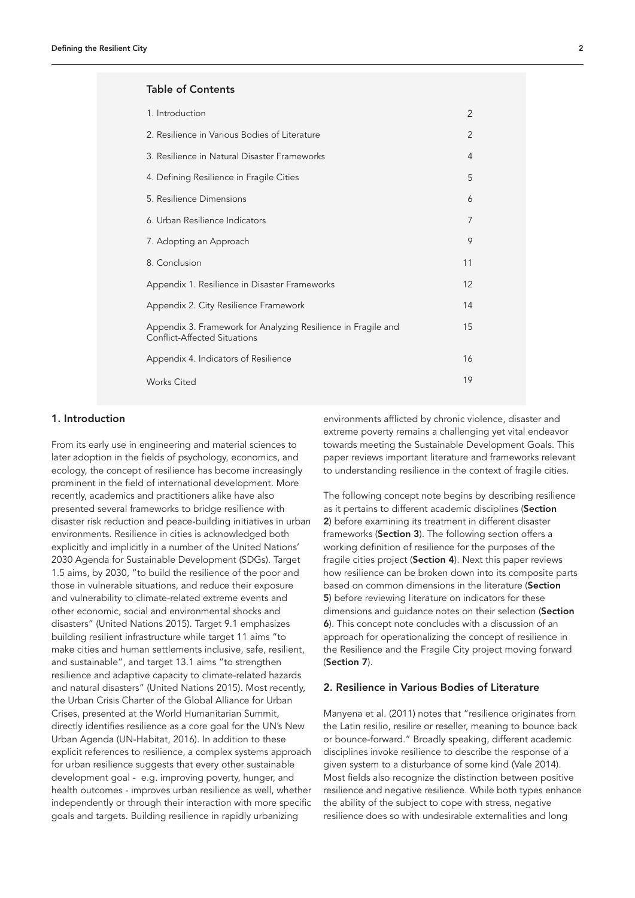### Table of Contents

| | |
|---|---|
| 1. Introduction | 2 |
| 2. Resilience in Various Bodies of Literature | 2 |
| 3. Resilience in Natural Disaster Frameworks | 4 |
| 4. Defining Resilience in Fragile Cities | 5 |
| 5. Resilience Dimensions | 6 |
| 6. Urban Resilience Indicators | 7 |
| 7. Adopting an Approach | 9 |
| 8. Conclusion | 11 |
| Appendix 1. Resilience in Disaster Frameworks | 12 |
| Appendix 2. City Resilience Framework | 14 |
| Appendix 3. Framework for Analyzing Resilience in Fragile and Conflict-Affected Situations | 15 |
| Appendix 4. Indicators of Resilience | 16 |
| Works Cited | 19 |

## 1. Introduction

From its early use in engineering and material sciences to later adoption in the fields of psychology, economics, and ecology, the concept of resilience has become increasingly prominent in the field of international development. More recently, academics and practitioners alike have also presented several frameworks to bridge resilience with disaster risk reduction and peace-building initiatives in urban environments. Resilience in cities is acknowledged both explicitly and implicitly in a number of the United Nations' 2030 Agenda for Sustainable Development (SDGs). Target 1.5 aims, by 2030, "to build the resilience of the poor and those in vulnerable situations, and reduce their exposure and vulnerability to climate-related extreme events and other economic, social and environmental shocks and disasters" (United Nations 2015). Target 9.1 emphasizes building resilient infrastructure while target 11 aims "to make cities and human settlements inclusive, safe, resilient, and sustainable", and target 13.1 aims "to strengthen resilience and adaptive capacity to climate-related hazards and natural disasters" (United Nations 2015). Most recently, the Urban Crisis Charter of the Global Alliance for Urban Crises, presented at the World Humanitarian Summit, directly identifies resilience as a core goal for the UN's New Urban Agenda (UN-Habitat, 2016). In addition to these explicit references to resilience, a complex systems approach for urban resilience suggests that every other sustainable development goal - e.g. improving poverty, hunger, and health outcomes - improves urban resilience as well, whether independently or through their interaction with more specific goals and targets. Building resilience in rapidly urbanizing environments afflicted by chronic violence, disaster and extreme poverty remains a challenging yet vital endeavor towards meeting the Sustainable Development Goals. This paper reviews important literature and frameworks relevant to understanding resilience in the context of fragile cities.

The following concept note begins by describing resilience as it pertains to different academic disciplines (**Section 2**) before examining its treatment in different disaster frameworks (**Section 3**). The following section offers a working definition of resilience for the purposes of the fragile cities project (**Section 4**). Next this paper reviews how resilience can be broken down into its composite parts based on common dimensions in the literature (**Section 5**) before reviewing literature on indicators for these dimensions and guidance notes on their selection (**Section 6**). This concept note concludes with a discussion of an approach for operationalizing the concept of resilience in the Resilience and the Fragile City project moving forward (**Section 7**).

## 2. Resilience in Various Bodies of Literature

Manyena et al. (2011) notes that "resilience originates from the Latin resilio, resilire or reseller, meaning to bounce back or bounce-forward." Broadly speaking, different academic disciplines invoke resilience to describe the response of a given system to a disturbance of some kind (Vale 2014). Most fields also recognize the distinction between positive resilience and negative resilience. While both types enhance the ability of the subject to cope with stress, negative resilience does so with undesirable externalities and long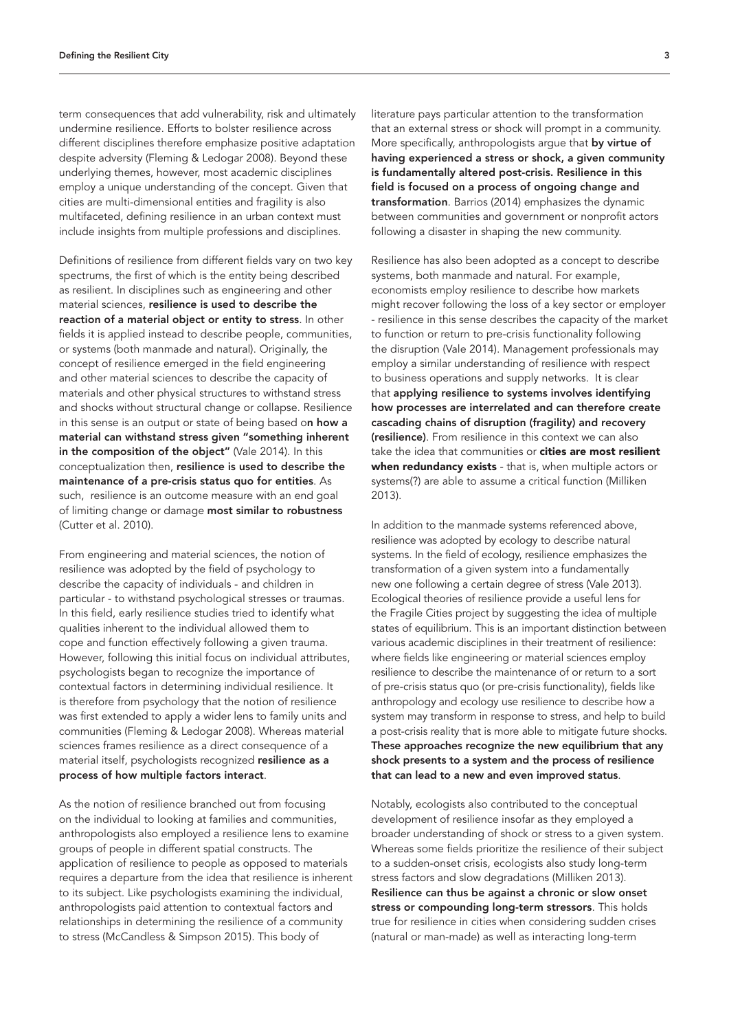term consequences that add vulnerability, risk and ultimately undermine resilience. Efforts to bolster resilience across different disciplines therefore emphasize positive adaptation despite adversity (Fleming & Ledogar 2008). Beyond these underlying themes, however, most academic disciplines employ a unique understanding of the concept. Given that cities are multi-dimensional entities and fragility is also multifaceted, defining resilience in an urban context must include insights from multiple professions and disciplines.

Definitions of resilience from different fields vary on two key spectrums, the first of which is the entity being described as resilient. In disciplines such as engineering and other material sciences, **resilience is used to describe the reaction of a material object or entity to stress**. In other fields it is applied instead to describe people, communities, or systems (both manmade and natural). Originally, the concept of resilience emerged in the field engineering and other material sciences to describe the capacity of materials and other physical structures to withstand stress and shocks without structural change or collapse. Resilience in this sense is an output or state of being based o**n how a material can withstand stress given "something inherent in the composition of the object"** (Vale 2014). In this conceptualization then, **resilience is used to describe the maintenance of a pre-crisis status quo for entities**. As such, resilience is an outcome measure with an end goal of limiting change or damage **most similar to robustness** (Cutter et al. 2010).

From engineering and material sciences, the notion of resilience was adopted by the field of psychology to describe the capacity of individuals - and children in particular - to withstand psychological stresses or traumas. In this field, early resilience studies tried to identify what qualities inherent to the individual allowed them to cope and function effectively following a given trauma. However, following this initial focus on individual attributes, psychologists began to recognize the importance of contextual factors in determining individual resilience. It is therefore from psychology that the notion of resilience was first extended to apply a wider lens to family units and communities (Fleming & Ledogar 2008). Whereas material sciences frames resilience as a direct consequence of a material itself, psychologists recognized **resilience as a process of how multiple factors interact**.

As the notion of resilience branched out from focusing on the individual to looking at families and communities, anthropologists also employed a resilience lens to examine groups of people in different spatial constructs. The application of resilience to people as opposed to materials requires a departure from the idea that resilience is inherent to its subject. Like psychologists examining the individual, anthropologists paid attention to contextual factors and relationships in determining the resilience of a community to stress (McCandless & Simpson 2015). This body of literature pays particular attention to the transformation that an external stress or shock will prompt in a community. More specifically, anthropologists argue that **by virtue of having experienced a stress or shock, a given community is fundamentally altered post-crisis. Resilience in this field is focused on a process of ongoing change and transformation**. Barrios (2014) emphasizes the dynamic between communities and government or nonprofit actors following a disaster in shaping the new community.

Resilience has also been adopted as a concept to describe systems, both manmade and natural. For example, economists employ resilience to describe how markets might recover following the loss of a key sector or employer - resilience in this sense describes the capacity of the market to function or return to pre-crisis functionality following the disruption (Vale 2014). Management professionals may employ a similar understanding of resilience with respect to business operations and supply networks. It is clear that **applying resilience to systems involves identifying how processes are interrelated and can therefore create cascading chains of disruption (fragility) and recovery (resilience)**. From resilience in this context we can also take the idea that communities or **cities are most resilient when redundancy exists** - that is, when multiple actors or systems(?) are able to assume a critical function (Milliken 2013).

In addition to the manmade systems referenced above, resilience was adopted by ecology to describe natural systems. In the field of ecology, resilience emphasizes the transformation of a given system into a fundamentally new one following a certain degree of stress (Vale 2013). Ecological theories of resilience provide a useful lens for the Fragile Cities project by suggesting the idea of multiple states of equilibrium. This is an important distinction between various academic disciplines in their treatment of resilience: where fields like engineering or material sciences employ resilience to describe the maintenance of or return to a sort of pre-crisis status quo (or pre-crisis functionality), fields like anthropology and ecology use resilience to describe how a system may transform in response to stress, and help to build a post-crisis reality that is more able to mitigate future shocks. **These approaches recognize the new equilibrium that any shock presents to a system and the process of resilience that can lead to a new and even improved status**.

Notably, ecologists also contributed to the conceptual development of resilience insofar as they employed a broader understanding of shock or stress to a given system. Whereas some fields prioritize the resilience of their subject to a sudden-onset crisis, ecologists also study long-term stress factors and slow degradations (Milliken 2013). **Resilience can thus be against a chronic or slow onset stress or compounding long-term stressors**. This holds true for resilience in cities when considering sudden crises (natural or man-made) as well as interacting long-term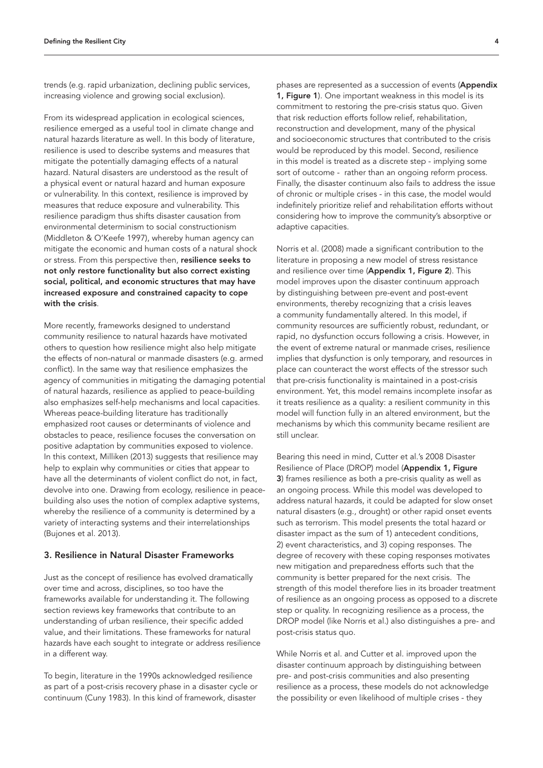trends (e.g. rapid urbanization, declining public services, increasing violence and growing social exclusion).

From its widespread application in ecological sciences, resilience emerged as a useful tool in climate change and natural hazards literature as well. In this body of literature, resilience is used to describe systems and measures that mitigate the potentially damaging effects of a natural hazard. Natural disasters are understood as the result of a physical event or natural hazard and human exposure or vulnerability. In this context, resilience is improved by measures that reduce exposure and vulnerability. This resilience paradigm thus shifts disaster causation from environmental determinism to social constructionism (Middleton & O'Keefe 1997), whereby human agency can mitigate the economic and human costs of a natural shock or stress. From this perspective then, **resilience seeks to not only restore functionality but also correct existing social, political, and economic structures that may have increased exposure and constrained capacity to cope with the crisis**.

More recently, frameworks designed to understand community resilience to natural hazards have motivated others to question how resilience might also help mitigate the effects of non-natural or manmade disasters (e.g. armed conflict). In the same way that resilience emphasizes the agency of communities in mitigating the damaging potential of natural hazards, resilience as applied to peace-building also emphasizes self-help mechanisms and local capacities. Whereas peace-building literature has traditionally emphasized root causes or determinants of violence and obstacles to peace, resilience focuses the conversation on positive adaptation by communities exposed to violence. In this context, Milliken (2013) suggests that resilience may help to explain why communities or cities that appear to have all the determinants of violent conflict do not, in fact, devolve into one. Drawing from ecology, resilience in peace-building also uses the notion of complex adaptive systems, whereby the resilience of a community is determined by a variety of interacting systems and their interrelationships (Bujones et al. 2013).

## 3. Resilience in Natural Disaster Frameworks

Just as the concept of resilience has evolved dramatically over time and across, disciplines, so too have the frameworks available for understanding it. The following section reviews key frameworks that contribute to an understanding of urban resilience, their specific added value, and their limitations. These frameworks for natural hazards have each sought to integrate or address resilience in a different way.

To begin, literature in the 1990s acknowledged resilience as part of a post-crisis recovery phase in a disaster cycle or continuum (Cuny 1983). In this kind of framework, disaster phases are represented as a succession of events (**Appendix 1, Figure 1**). One important weakness in this model is its commitment to restoring the pre-crisis status quo. Given that risk reduction efforts follow relief, rehabilitation, reconstruction and development, many of the physical and socioeconomic structures that contributed to the crisis would be reproduced by this model. Second, resilience in this model is treated as a discrete step - implying some sort of outcome - rather than an ongoing reform process. Finally, the disaster continuum also fails to address the issue of chronic or multiple crises - in this case, the model would indefinitely prioritize relief and rehabilitation efforts without considering how to improve the community's absorptive or adaptive capacities.

Norris et al. (2008) made a significant contribution to the literature in proposing a new model of stress resistance and resilience over time (**Appendix 1, Figure 2**). This model improves upon the disaster continuum approach by distinguishing between pre-event and post-event environments, thereby recognizing that a crisis leaves a community fundamentally altered. In this model, if community resources are sufficiently robust, redundant, or rapid, no dysfunction occurs following a crisis. However, in the event of extreme natural or manmade crises, resilience implies that dysfunction is only temporary, and resources in place can counteract the worst effects of the stressor such that pre-crisis functionality is maintained in a post-crisis environment. Yet, this model remains incomplete insofar as it treats resilience as a quality: a resilient community in this model will function fully in an altered environment, but the mechanisms by which this community became resilient are still unclear.

Bearing this need in mind, Cutter et al.'s 2008 Disaster Resilience of Place (DROP) model (**Appendix 1, Figure 3**) frames resilience as both a pre-crisis quality as well as an ongoing process. While this model was developed to address natural hazards, it could be adapted for slow onset natural disasters (e.g., drought) or other rapid onset events such as terrorism. This model presents the total hazard or disaster impact as the sum of 1) antecedent conditions, 2) event characteristics, and 3) coping responses. The degree of recovery with these coping responses motivates new mitigation and preparedness efforts such that the community is better prepared for the next crisis. The strength of this model therefore lies in its broader treatment of resilience as an ongoing process as opposed to a discrete step or quality. In recognizing resilience as a process, the DROP model (like Norris et al.) also distinguishes a pre- and post-crisis status quo.

While Norris et al. and Cutter et al. improved upon the disaster continuum approach by distinguishing between pre- and post-crisis communities and also presenting resilience as a process, these models do not acknowledge the possibility or even likelihood of multiple crises - they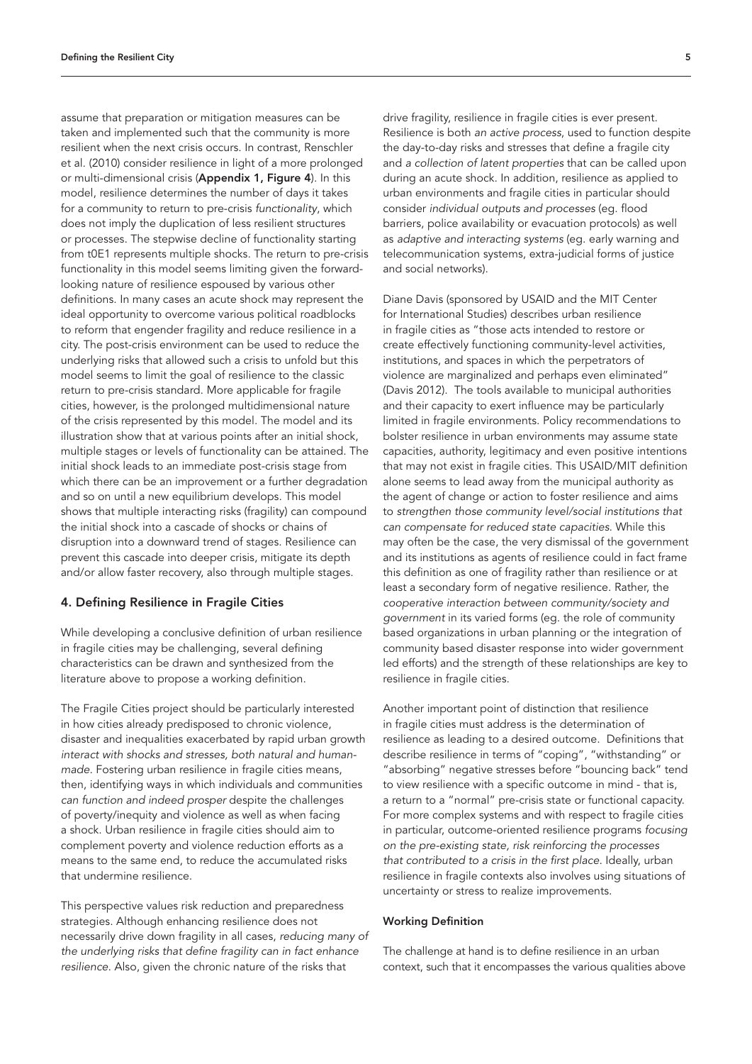assume that preparation or mitigation measures can be taken and implemented such that the community is more resilient when the next crisis occurs. In contrast, Renschler et al. (2010) consider resilience in light of a more prolonged or multi-dimensional crisis (**Appendix 1, Figure 4**). In this model, resilience determines the number of days it takes for a community to return to pre-crisis *functionality*, which does not imply the duplication of less resilient structures or processes. The stepwise decline of functionality starting from t0E1 represents multiple shocks. The return to pre-crisis functionality in this model seems limiting given the forward-looking nature of resilience espoused by various other definitions. In many cases an acute shock may represent the ideal opportunity to overcome various political roadblocks to reform that engender fragility and reduce resilience in a city. The post-crisis environment can be used to reduce the underlying risks that allowed such a crisis to unfold but this model seems to limit the goal of resilience to the classic return to pre-crisis standard. More applicable for fragile cities, however, is the prolonged multidimensional nature of the crisis represented by this model. The model and its illustration show that at various points after an initial shock, multiple stages or levels of functionality can be attained. The initial shock leads to an immediate post-crisis stage from which there can be an improvement or a further degradation and so on until a new equilibrium develops. This model shows that multiple interacting risks (fragility) can compound the initial shock into a cascade of shocks or chains of disruption into a downward trend of stages. Resilience can prevent this cascade into deeper crisis, mitigate its depth and/or allow faster recovery, also through multiple stages.

## 4. Defining Resilience in Fragile Cities

While developing a conclusive definition of urban resilience in fragile cities may be challenging, several defining characteristics can be drawn and synthesized from the literature above to propose a working definition.

The Fragile Cities project should be particularly interested in how cities already predisposed to chronic violence, disaster and inequalities exacerbated by rapid urban growth *interact with shocks and stresses, both natural and human-made*. Fostering urban resilience in fragile cities means, then, identifying ways in which individuals and communities *can function and indeed prosper* despite the challenges of poverty/inequity and violence as well as when facing a shock. Urban resilience in fragile cities should aim to complement poverty and violence reduction efforts as a means to the same end, to reduce the accumulated risks that undermine resilience.

This perspective values risk reduction and preparedness strategies. Although enhancing resilience does not necessarily drive down fragility in all cases, *reducing many of the underlying risks that define fragility can in fact enhance resilience*. Also, given the chronic nature of the risks that drive fragility, resilience in fragile cities is ever present. Resilience is both *an active process*, used to function despite the day-to-day risks and stresses that define a fragile city and *a collection of latent properties* that can be called upon during an acute shock. In addition, resilience as applied to urban environments and fragile cities in particular should consider *individual outputs and processes* (eg. flood barriers, police availability or evacuation protocols) as well as *adaptive and interacting systems* (eg. early warning and telecommunication systems, extra-judicial forms of justice and social networks).

Diane Davis (sponsored by USAID and the MIT Center for International Studies) describes urban resilience in fragile cities as "those acts intended to restore or create effectively functioning community-level activities, institutions, and spaces in which the perpetrators of violence are marginalized and perhaps even eliminated" (Davis 2012). The tools available to municipal authorities and their capacity to exert influence may be particularly limited in fragile environments. Policy recommendations to bolster resilience in urban environments may assume state capacities, authority, legitimacy and even positive intentions that may not exist in fragile cities. This USAID/MIT definition alone seems to lead away from the municipal authority as the agent of change or action to foster resilience and aims to *strengthen those community level/social institutions that can compensate for reduced state capacities*. While this may often be the case, the very dismissal of the government and its institutions as agents of resilience could in fact frame this definition as one of fragility rather than resilience or at least a secondary form of negative resilience. Rather, the *cooperative interaction between community/society and government* in its varied forms (eg. the role of community based organizations in urban planning or the integration of community based disaster response into wider government led efforts) and the strength of these relationships are key to resilience in fragile cities.

Another important point of distinction that resilience in fragile cities must address is the determination of resilience as leading to a desired outcome. Definitions that describe resilience in terms of "coping", "withstanding" or "absorbing" negative stresses before "bouncing back" tend to view resilience with a specific outcome in mind - that is, a return to a "normal" pre-crisis state or functional capacity. For more complex systems and with respect to fragile cities in particular, outcome-oriented resilience programs *focusing on the pre-existing state, risk reinforcing the processes that contributed to a crisis in the first place*. Ideally, urban resilience in fragile contexts also involves using situations of uncertainty or stress to realize improvements.

### Working Definition

The challenge at hand is to define resilience in an urban context, such that it encompasses the various qualities above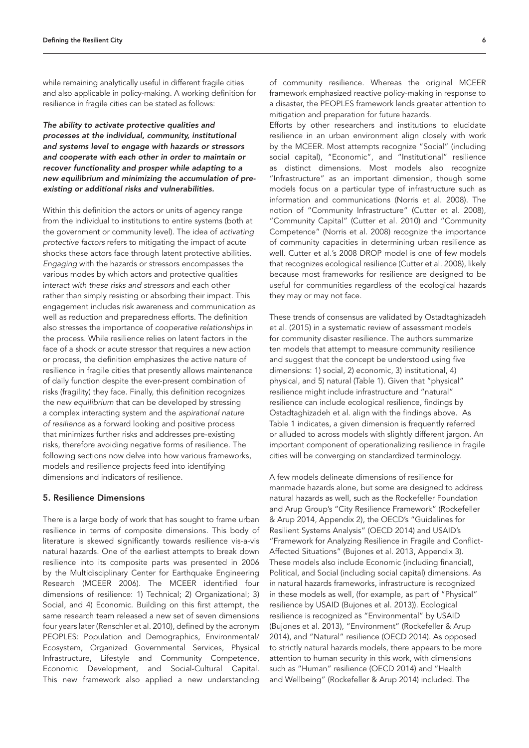while remaining analytically useful in different fragile cities and also applicable in policy-making. A working definition for resilience in fragile cities can be stated as follows:

***The ability to activate protective qualities and processes at the individual, community, institutional and systems level to engage with hazards or stressors and cooperate with each other in order to maintain or recover functionality and prosper while adapting to a new equilibrium and minimizing the accumulation of pre-existing or additional risks and vulnerabilities.***

Within this definition the actors or units of agency range from the individual to institutions to entire systems (both at the government or community level). The idea of *activating protective factors* refers to mitigating the impact of acute shocks these actors face through latent protective abilities. *Engaging* with the hazards or stressors encompasses the various modes by which actors and protective qualities i*nteract with these risks and stressors* and each other rather than simply resisting or absorbing their impact. This engagement includes risk awareness and communication as well as reduction and preparedness efforts. The definition also stresses the importance of *cooperative relationships* in the process. While resilience relies on latent factors in the face of a shock or acute stressor that requires a new action or process, the definition emphasizes the active nature of resilience in fragile cities that presently allows maintenance of daily function despite the ever-present combination of risks (fragility) they face. Finally, this definition recognizes the *new equilibrium* that can be developed by stressing a complex interacting system and the *aspirational nature of resilience* as a forward looking and positive process that minimizes further risks and addresses pre-existing risks, therefore avoiding negative forms of resilience. The following sections now delve into how various frameworks, models and resilience projects feed into identifying dimensions and indicators of resilience.

## 5. Resilience Dimensions

There is a large body of work that has sought to frame urban resilience in terms of composite dimensions. This body of literature is skewed significantly towards resilience vis-a-vis natural hazards. One of the earliest attempts to break down resilience into its composite parts was presented in 2006 by the Multidisciplinary Center for Earthquake Engineering Research (MCEER 2006). The MCEER identified four dimensions of resilience: 1) Technical; 2) Organizational; 3) Social, and 4) Economic. Building on this first attempt, the same research team released a new set of seven dimensions four years later (Renschler et al. 2010), defined by the acronym PEOPLES: Population and Demographics, Environmental/Ecosystem, Organized Governmental Services, Physical Infrastructure, Lifestyle and Community Competence, Economic Development, and Social-Cultural Capital. This new framework also applied a new understanding of community resilience. Whereas the original MCEER framework emphasized reactive policy-making in response to a disaster, the PEOPLES framework lends greater attention to mitigation and preparation for future hazards.

Efforts by other researchers and institutions to elucidate resilience in an urban environment align closely with work by the MCEER. Most attempts recognize "Social" (including social capital), "Economic", and "Institutional" resilience as distinct dimensions. Most models also recognize "Infrastructure" as an important dimension, though some models focus on a particular type of infrastructure such as information and communications (Norris et al. 2008). The notion of "Community Infrastructure" (Cutter et al. 2008), "Community Capital" (Cutter et al. 2010) and "Community Competence" (Norris et al. 2008) recognize the importance of community capacities in determining urban resilience as well. Cutter et al.'s 2008 DROP model is one of few models that recognizes ecological resilience (Cutter et al. 2008), likely because most frameworks for resilience are designed to be useful for communities regardless of the ecological hazards they may or may not face.

These trends of consensus are validated by Ostadtaghizadeh et al. (2015) in a systematic review of assessment models for community disaster resilience. The authors summarize ten models that attempt to measure community resilience and suggest that the concept be understood using five dimensions: 1) social, 2) economic, 3) institutional, 4) physical, and 5) natural (Table 1). Given that "physical" resilience might include infrastructure and "natural" resilience can include ecological resilience, findings by Ostadtaghizadeh et al. align with the findings above. As Table 1 indicates, a given dimension is frequently referred or alluded to across models with slightly different jargon. An important component of operationalizing resilience in fragile cities will be converging on standardized terminology.

A few models delineate dimensions of resilience for manmade hazards alone, but some are designed to address natural hazards as well, such as the Rockefeller Foundation and Arup Group's "City Resilience Framework" (Rockefeller & Arup 2014, Appendix 2), the OECD's "Guidelines for Resilient Systems Analysis" (OECD 2014) and USAID's "Framework for Analyzing Resilience in Fragile and Conflict-Affected Situations" (Bujones et al. 2013, Appendix 3). These models also include Economic (including financial), Political, and Social (including social capital) dimensions. As in natural hazards frameworks, infrastructure is recognized in these models as well, (for example, as part of "Physical" resilience by USAID (Bujones et al. 2013)). Ecological resilience is recognized as "Environmental" by USAID (Bujones et al. 2013), "Environment" (Rockefeller & Arup 2014), and "Natural" resilience (OECD 2014). As opposed to strictly natural hazards models, there appears to be more attention to human security in this work, with dimensions such as "Human" resilience (OECD 2014) and "Health and Wellbeing" (Rockefeller & Arup 2014) included. The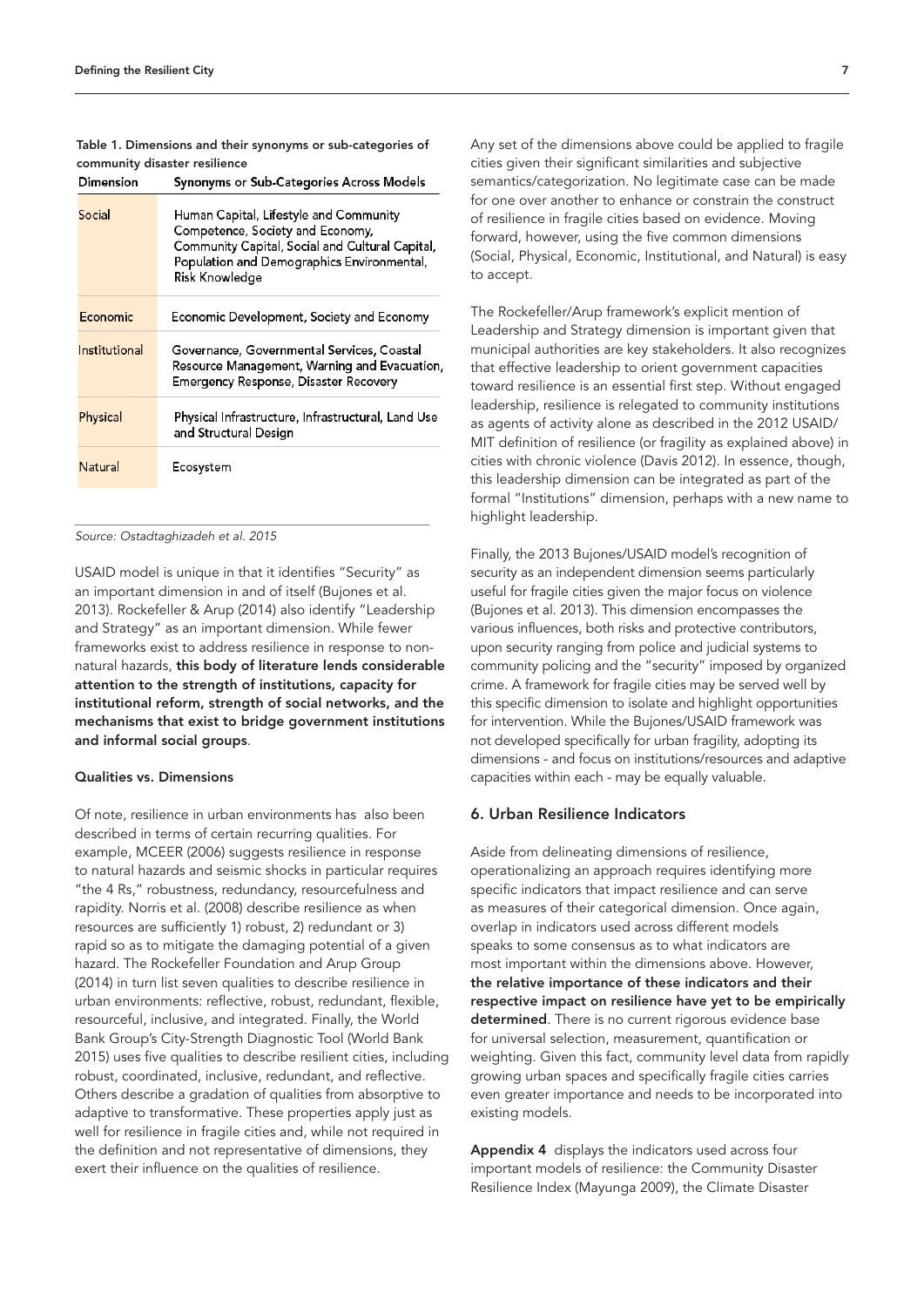Table 1. Dimensions and their synonyms or sub-categories of community disaster resilience

| Dimension | Synonyms or Sub-Categories Across Models |
|---|---|
| Social | Human Capital, Lifestyle and Community Competence, Society and Economy, Community Capital, Social and Cultural Capital, Population and Demographics Environmental, Risk Knowledge |
| Economic | Economic Development, Society and Economy |
| Institutional | Governance, Governmental Services, Coastal Resource Management, Warning and Evacuation, Emergency Response, Disaster Recovery |
| Physical | Physical Infrastructure, Infrastructural, Land Use and Structural Design |
| Natural | Ecosystem |

*Source: Ostadtaghizadeh et al. 2015*

USAID model is unique in that it identifies "Security" as an important dimension in and of itself (Bujones et al. 2013). Rockefeller & Arup (2014) also identify "Leadership and Strategy" as an important dimension. While fewer frameworks exist to address resilience in response to non-natural hazards, **this body of literature lends considerable attention to the strength of institutions, capacity for institutional reform, strength of social networks, and the mechanisms that exist to bridge government institutions and informal social groups**.

### Qualities vs. Dimensions

Of note, resilience in urban environments has also been described in terms of certain recurring qualities. For example, MCEER (2006) suggests resilience in response to natural hazards and seismic shocks in particular requires "the 4 Rs," robustness, redundancy, resourcefulness and rapidity. Norris et al. (2008) describe resilience as when resources are sufficiently 1) robust, 2) redundant or 3) rapid so as to mitigate the damaging potential of a given hazard. The Rockefeller Foundation and Arup Group (2014) in turn list seven qualities to describe resilience in urban environments: reflective, robust, redundant, flexible, resourceful, inclusive, and integrated. Finally, the World Bank Group's City-Strength Diagnostic Tool (World Bank 2015) uses five qualities to describe resilient cities, including robust, coordinated, inclusive, redundant, and reflective. Others describe a gradation of qualities from absorptive to adaptive to transformative. These properties apply just as well for resilience in fragile cities and, while not required in the definition and not representative of dimensions, they exert their influence on the qualities of resilience.

Any set of the dimensions above could be applied to fragile cities given their significant similarities and subjective semantics/categorization. No legitimate case can be made for one over another to enhance or constrain the construct of resilience in fragile cities based on evidence. Moving forward, however, using the five common dimensions (Social, Physical, Economic, Institutional, and Natural) is easy to accept.

The Rockefeller/Arup framework's explicit mention of Leadership and Strategy dimension is important given that municipal authorities are key stakeholders. It also recognizes that effective leadership to orient government capacities toward resilience is an essential first step. Without engaged leadership, resilience is relegated to community institutions as agents of activity alone as described in the 2012 USAID/MIT definition of resilience (or fragility as explained above) in cities with chronic violence (Davis 2012). In essence, though, this leadership dimension can be integrated as part of the formal "Institutions" dimension, perhaps with a new name to highlight leadership.

Finally, the 2013 Bujones/USAID model's recognition of security as an independent dimension seems particularly useful for fragile cities given the major focus on violence (Bujones et al. 2013). This dimension encompasses the various influences, both risks and protective contributors, upon security ranging from police and judicial systems to community policing and the "security" imposed by organized crime. A framework for fragile cities may be served well by this specific dimension to isolate and highlight opportunities for intervention. While the Bujones/USAID framework was not developed specifically for urban fragility, adopting its dimensions - and focus on institutions/resources and adaptive capacities within each - may be equally valuable.

## 6. Urban Resilience Indicators

Aside from delineating dimensions of resilience, operationalizing an approach requires identifying more specific indicators that impact resilience and can serve as measures of their categorical dimension. Once again, overlap in indicators used across different models speaks to some consensus as to what indicators are most important within the dimensions above. However, **the relative importance of these indicators and their respective impact on resilience have yet to be empirically determined**. There is no current rigorous evidence base for universal selection, measurement, quantification or weighting. Given this fact, community level data from rapidly growing urban spaces and specifically fragile cities carries even greater importance and needs to be incorporated into existing models.

**Appendix 4** displays the indicators used across four important models of resilience: the Community Disaster Resilience Index (Mayunga 2009), the Climate Disaster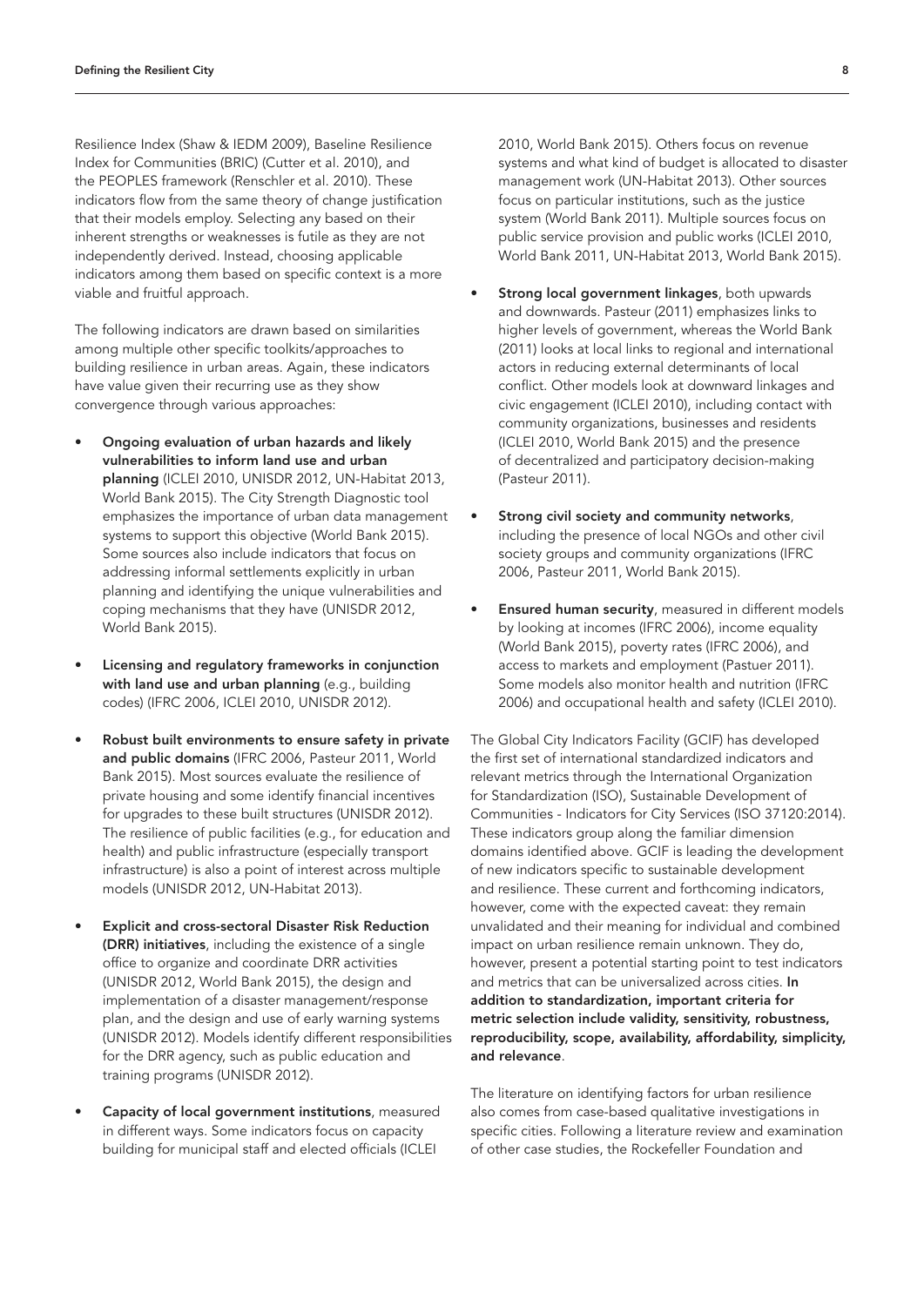Resilience Index (Shaw & IEDM 2009), Baseline Resilience Index for Communities (BRIC) (Cutter et al. 2010), and the PEOPLES framework (Renschler et al. 2010). These indicators flow from the same theory of change justification that their models employ. Selecting any based on their inherent strengths or weaknesses is futile as they are not independently derived. Instead, choosing applicable indicators among them based on specific context is a more viable and fruitful approach.

The following indicators are drawn based on similarities among multiple other specific toolkits/approaches to building resilience in urban areas. Again, these indicators have value given their recurring use as they show convergence through various approaches:

- **Ongoing evaluation of urban hazards and likely vulnerabilities to inform land use and urban planning** (ICLEI 2010, UNISDR 2012, UN-Habitat 2013, World Bank 2015). The City Strength Diagnostic tool emphasizes the importance of urban data management systems to support this objective (World Bank 2015). Some sources also include indicators that focus on addressing informal settlements explicitly in urban planning and identifying the unique vulnerabilities and coping mechanisms that they have (UNISDR 2012, World Bank 2015).

- **Licensing and regulatory frameworks in conjunction with land use and urban planning** (e.g., building codes) (IFRC 2006, ICLEI 2010, UNISDR 2012).

- **Robust built environments to ensure safety in private and public domains** (IFRC 2006, Pasteur 2011, World Bank 2015). Most sources evaluate the resilience of private housing and some identify financial incentives for upgrades to these built structures (UNISDR 2012). The resilience of public facilities (e.g., for education and health) and public infrastructure (especially transport infrastructure) is also a point of interest across multiple models (UNISDR 2012, UN-Habitat 2013).

- **Explicit and cross-sectoral Disaster Risk Reduction (DRR) initiatives**, including the existence of a single office to organize and coordinate DRR activities (UNISDR 2012, World Bank 2015), the design and implementation of a disaster management/response plan, and the design and use of early warning systems (UNISDR 2012). Models identify different responsibilities for the DRR agency, such as public education and training programs (UNISDR 2012).

- **Capacity of local government institutions**, measured in different ways. Some indicators focus on capacity building for municipal staff and elected officials (ICLEI 2010, World Bank 2015). Others focus on revenue systems and what kind of budget is allocated to disaster management work (UN-Habitat 2013). Other sources focus on particular institutions, such as the justice system (World Bank 2011). Multiple sources focus on public service provision and public works (ICLEI 2010, World Bank 2011, UN-Habitat 2013, World Bank 2015).

- **Strong local government linkages**, both upwards and downwards. Pasteur (2011) emphasizes links to higher levels of government, whereas the World Bank (2011) looks at local links to regional and international actors in reducing external determinants of local conflict. Other models look at downward linkages and civic engagement (ICLEI 2010), including contact with community organizations, businesses and residents (ICLEI 2010, World Bank 2015) and the presence of decentralized and participatory decision-making (Pasteur 2011).

- **Strong civil society and community networks**, including the presence of local NGOs and other civil society groups and community organizations (IFRC 2006, Pasteur 2011, World Bank 2015).

- **Ensured human security**, measured in different models by looking at incomes (IFRC 2006), income equality (World Bank 2015), poverty rates (IFRC 2006), and access to markets and employment (Pastuer 2011). Some models also monitor health and nutrition (IFRC 2006) and occupational health and safety (ICLEI 2010).

The Global City Indicators Facility (GCIF) has developed the first set of international standardized indicators and relevant metrics through the International Organization for Standardization (ISO), Sustainable Development of Communities - Indicators for City Services (ISO 37120:2014). These indicators group along the familiar dimension domains identified above. GCIF is leading the development of new indicators specific to sustainable development and resilience. These current and forthcoming indicators, however, come with the expected caveat: they remain unvalidated and their meaning for individual and combined impact on urban resilience remain unknown. They do, however, present a potential starting point to test indicators and metrics that can be universalized across cities. **In addition to standardization, important criteria for metric selection include validity, sensitivity, robustness, reproducibility, scope, availability, affordability, simplicity, and relevance**.

The literature on identifying factors for urban resilience also comes from case-based qualitative investigations in specific cities. Following a literature review and examination of other case studies, the Rockefeller Foundation and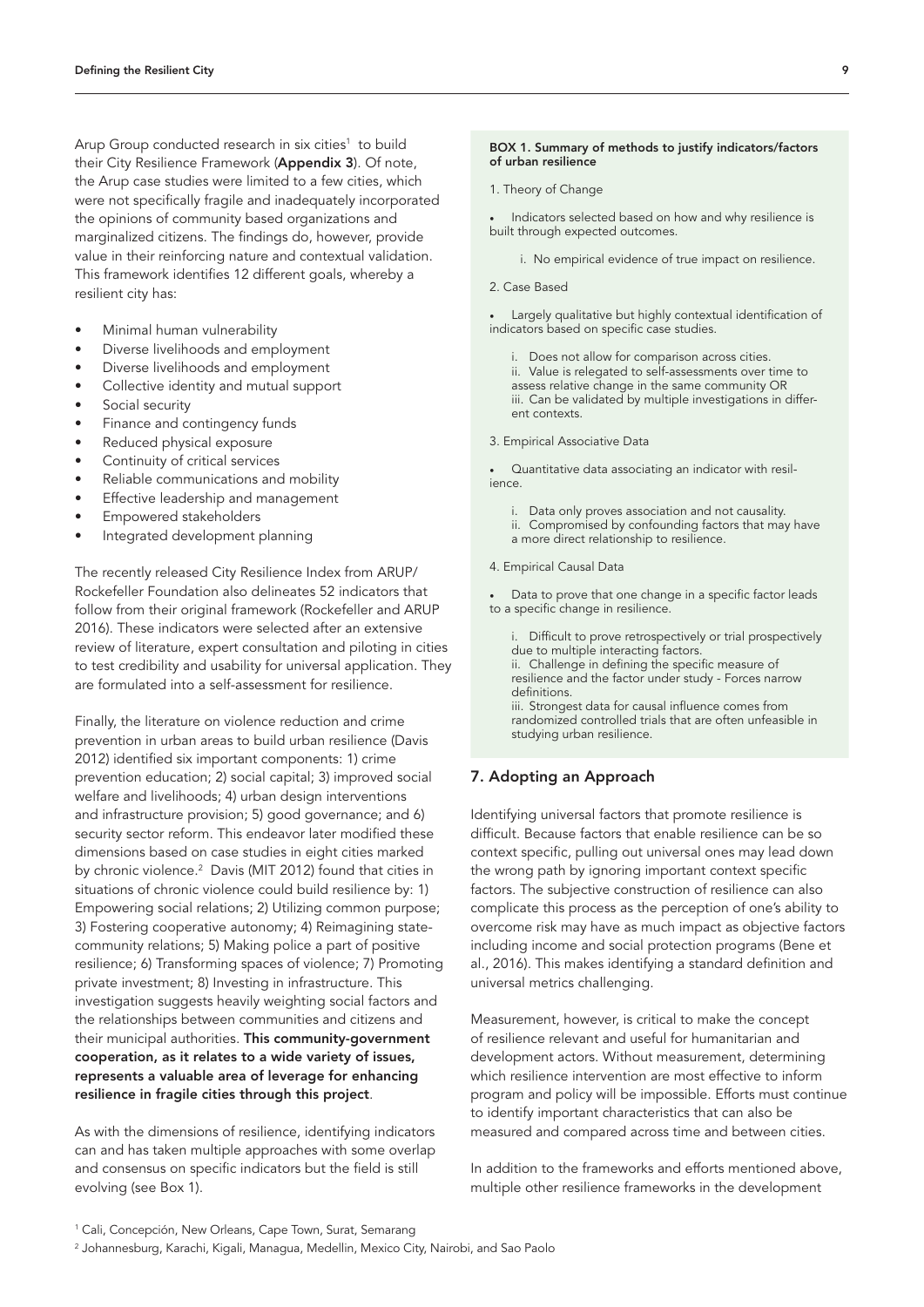Arup Group conducted research in six cities[1] to build their City Resilience Framework (**Appendix 3**). Of note, the Arup case studies were limited to a few cities, which were not specifically fragile and inadequately incorporated the opinions of community based organizations and marginalized citizens. The findings do, however, provide value in their reinforcing nature and contextual validation. This framework identifies 12 different goals, whereby a resilient city has:

- Minimal human vulnerability
- Diverse livelihoods and employment
- Diverse livelihoods and employment
- Collective identity and mutual support
- Social security
- Finance and contingency funds
- Reduced physical exposure
- Continuity of critical services
- Reliable communications and mobility
- Effective leadership and management
- Empowered stakeholders
- Integrated development planning

The recently released City Resilience Index from ARUP/ Rockefeller Foundation also delineates 52 indicators that follow from their original framework (Rockefeller and ARUP 2016). These indicators were selected after an extensive review of literature, expert consultation and piloting in cities to test credibility and usability for universal application. They are formulated into a self-assessment for resilience.

Finally, the literature on violence reduction and crime prevention in urban areas to build urban resilience (Davis 2012) identified six important components: 1) crime prevention education; 2) social capital; 3) improved social welfare and livelihoods; 4) urban design interventions and infrastructure provision; 5) good governance; and 6) security sector reform. This endeavor later modified these dimensions based on case studies in eight cities marked by chronic violence.[2] Davis (MIT 2012) found that cities in situations of chronic violence could build resilience by: 1) Empowering social relations; 2) Utilizing common purpose; 3) Fostering cooperative autonomy; 4) Reimagining state-community relations; 5) Making police a part of positive resilience; 6) Transforming spaces of violence; 7) Promoting private investment; 8) Investing in infrastructure. This investigation suggests heavily weighting social factors and the relationships between communities and citizens and their municipal authorities. **This community-government cooperation, as it relates to a wide variety of issues, represents a valuable area of leverage for enhancing resilience in fragile cities through this project**.

As with the dimensions of resilience, identifying indicators can and has taken multiple approaches with some overlap and consensus on specific indicators but the field is still evolving (see Box 1).

**BOX 1. Summary of methods to justify indicators/factors of urban resilience**

1. Theory of Change

- Indicators selected based on how and why resilience is built through expected outcomes.
    i. No empirical evidence of true impact on resilience.

2. Case Based

- Largely qualitative but highly contextual identification of indicators based on specific case studies.
    i. Does not allow for comparison across cities.
    ii. Value is relegated to self-assessments over time to assess relative change in the same community OR
    iii. Can be validated by multiple investigations in different contexts.

3. Empirical Associative Data

- Quantitative data associating an indicator with resilience.
    i. Data only proves association and not causality.
    ii. Compromised by confounding factors that may have a more direct relationship to resilience.

4. Empirical Causal Data

- Data to prove that one change in a specific factor leads to a specific change in resilience.
    i. Difficult to prove retrospectively or trial prospectively due to multiple interacting factors.
    ii. Challenge in defining the specific measure of resilience and the factor under study - Forces narrow definitions.
    iii. Strongest data for causal influence comes from randomized controlled trials that are often unfeasible in studying urban resilience.

## 7. Adopting an Approach

Identifying universal factors that promote resilience is difficult. Because factors that enable resilience can be so context specific, pulling out universal ones may lead down the wrong path by ignoring important context specific factors. The subjective construction of resilience can also complicate this process as the perception of one's ability to overcome risk may have as much impact as objective factors including income and social protection programs (Bene et al., 2016). This makes identifying a standard definition and universal metrics challenging.

Measurement, however, is critical to make the concept of resilience relevant and useful for humanitarian and development actors. Without measurement, determining which resilience intervention are most effective to inform program and policy will be impossible. Efforts must continue to identify important characteristics that can also be measured and compared across time and between cities.

In addition to the frameworks and efforts mentioned above, multiple other resilience frameworks in the development

[1] Cali, Concepción, New Orleans, Cape Town, Surat, Semarang

[2] Johannesburg, Karachi, Kigali, Managua, Medellin, Mexico City, Nairobi, and Sao Paolo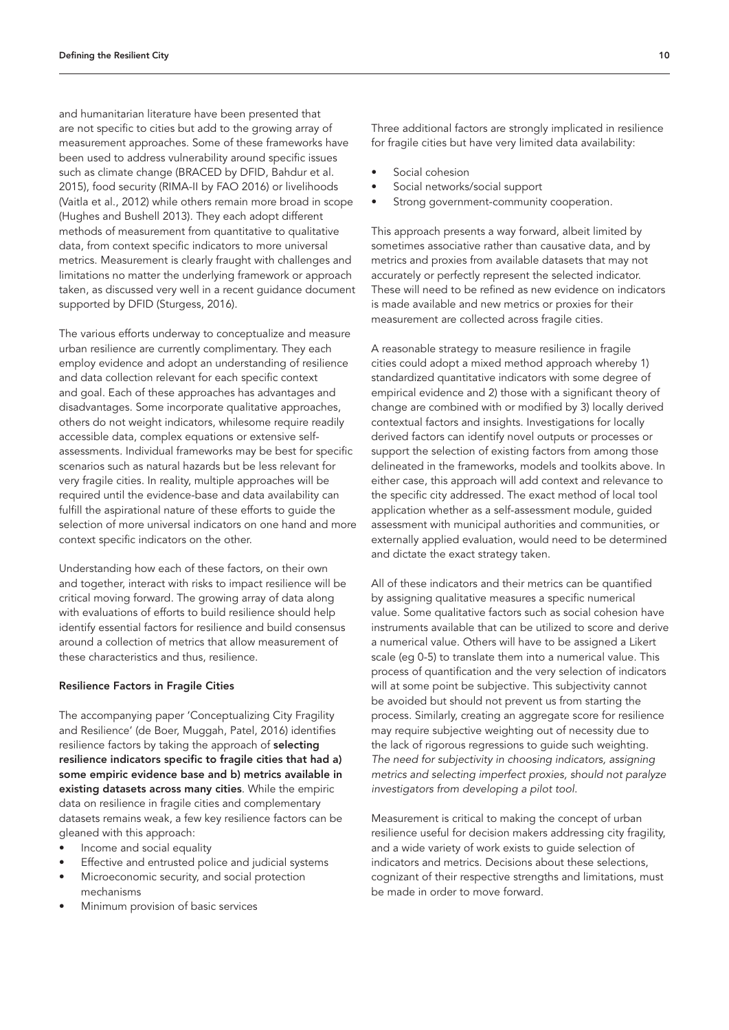and humanitarian literature have been presented that are not specific to cities but add to the growing array of measurement approaches. Some of these frameworks have been used to address vulnerability around specific issues such as climate change (BRACED by DFID, Bahdur et al. 2015), food security (RIMA-II by FAO 2016) or livelihoods (Vaitla et al., 2012) while others remain more broad in scope (Hughes and Bushell 2013). They each adopt different methods of measurement from quantitative to qualitative data, from context specific indicators to more universal metrics. Measurement is clearly fraught with challenges and limitations no matter the underlying framework or approach taken, as discussed very well in a recent guidance document supported by DFID (Sturgess, 2016).

The various efforts underway to conceptualize and measure urban resilience are currently complimentary. They each employ evidence and adopt an understanding of resilience and data collection relevant for each specific context and goal. Each of these approaches has advantages and disadvantages. Some incorporate qualitative approaches, others do not weight indicators, whilesome require readily accessible data, complex equations or extensive self-assessments. Individual frameworks may be best for specific scenarios such as natural hazards but be less relevant for very fragile cities. In reality, multiple approaches will be required until the evidence-base and data availability can fulfill the aspirational nature of these efforts to guide the selection of more universal indicators on one hand and more context specific indicators on the other.

Understanding how each of these factors, on their own and together, interact with risks to impact resilience will be critical moving forward. The growing array of data along with evaluations of efforts to build resilience should help identify essential factors for resilience and build consensus around a collection of metrics that allow measurement of these characteristics and thus, resilience.

### Resilience Factors in Fragile Cities

The accompanying paper 'Conceptualizing City Fragility and Resilience' (de Boer, Muggah, Patel, 2016) identifies resilience factors by taking the approach of **selecting resilience indicators specific to fragile cities that had a) some empiric evidence base and b) metrics available in existing datasets across many cities**. While the empiric data on resilience in fragile cities and complementary datasets remains weak, a few key resilience factors can be gleaned with this approach:

- Income and social equality
- Effective and entrusted police and judicial systems
- Microeconomic security, and social protection mechanisms
- Minimum provision of basic services

Three additional factors are strongly implicated in resilience for fragile cities but have very limited data availability:

- Social cohesion
- Social networks/social support
- Strong government-community cooperation.

This approach presents a way forward, albeit limited by sometimes associative rather than causative data, and by metrics and proxies from available datasets that may not accurately or perfectly represent the selected indicator. These will need to be refined as new evidence on indicators is made available and new metrics or proxies for their measurement are collected across fragile cities.

A reasonable strategy to measure resilience in fragile cities could adopt a mixed method approach whereby 1) standardized quantitative indicators with some degree of empirical evidence and 2) those with a significant theory of change are combined with or modified by 3) locally derived contextual factors and insights. Investigations for locally derived factors can identify novel outputs or processes or support the selection of existing factors from among those delineated in the frameworks, models and toolkits above. In either case, this approach will add context and relevance to the specific city addressed. The exact method of local tool application whether as a self-assessment module, guided assessment with municipal authorities and communities, or externally applied evaluation, would need to be determined and dictate the exact strategy taken.

All of these indicators and their metrics can be quantified by assigning qualitative measures a specific numerical value. Some qualitative factors such as social cohesion have instruments available that can be utilized to score and derive a numerical value. Others will have to be assigned a Likert scale (eg 0-5) to translate them into a numerical value. This process of quantification and the very selection of indicators will at some point be subjective. This subjectivity cannot be avoided but should not prevent us from starting the process. Similarly, creating an aggregate score for resilience may require subjective weighting out of necessity due to the lack of rigorous regressions to guide such weighting. *The need for subjectivity in choosing indicators, assigning metrics and selecting imperfect proxies, should not paralyze investigators from developing a pilot tool.*

Measurement is critical to making the concept of urban resilience useful for decision makers addressing city fragility, and a wide variety of work exists to guide selection of indicators and metrics. Decisions about these selections, cognizant of their respective strengths and limitations, must be made in order to move forward.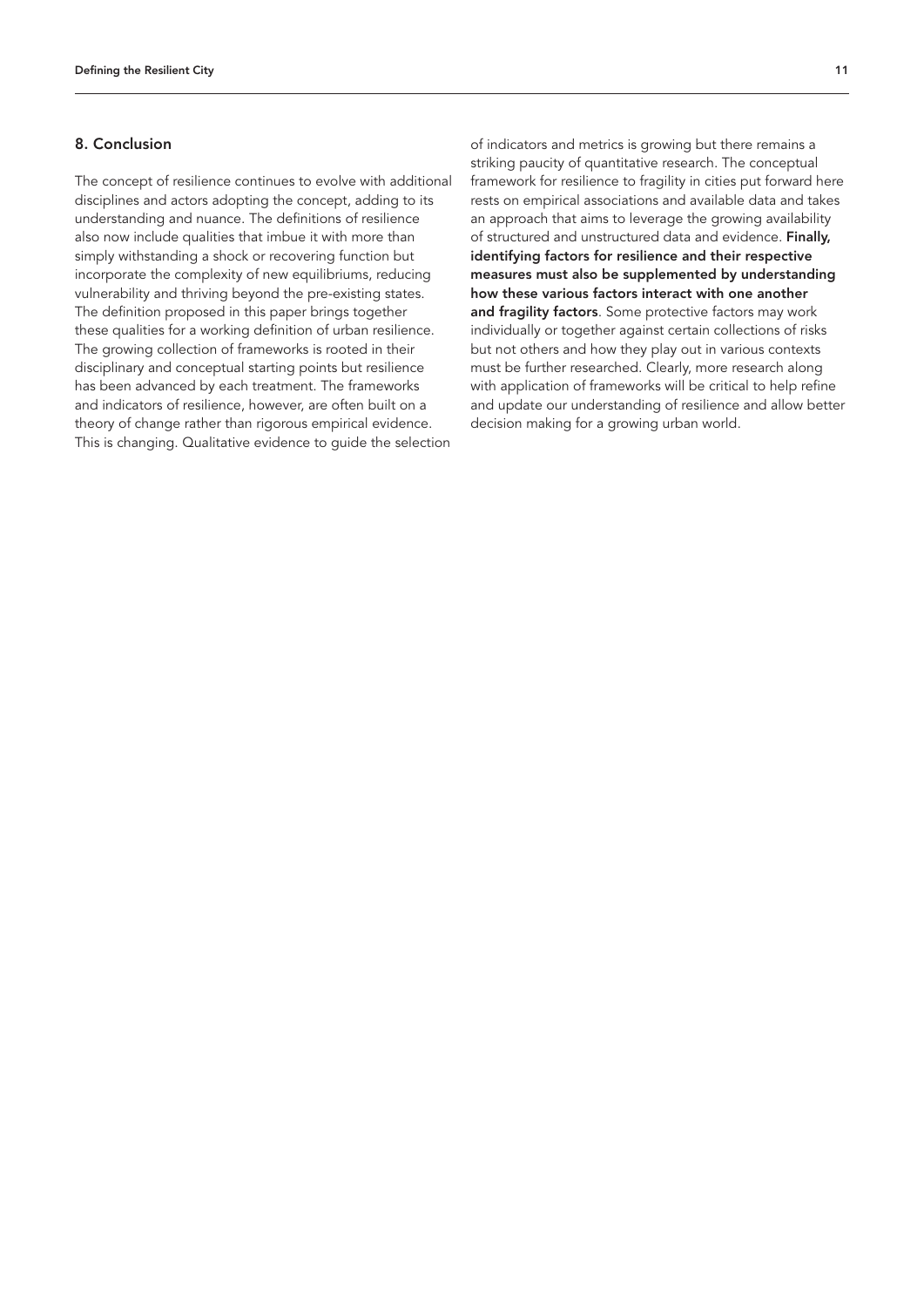## 8. Conclusion

The concept of resilience continues to evolve with additional disciplines and actors adopting the concept, adding to its understanding and nuance. The definitions of resilience also now include qualities that imbue it with more than simply withstanding a shock or recovering function but incorporate the complexity of new equilibriums, reducing vulnerability and thriving beyond the pre-existing states. The definition proposed in this paper brings together these qualities for a working definition of urban resilience. The growing collection of frameworks is rooted in their disciplinary and conceptual starting points but resilience has been advanced by each treatment. The frameworks and indicators of resilience, however, are often built on a theory of change rather than rigorous empirical evidence. This is changing. Qualitative evidence to guide the selection of indicators and metrics is growing but there remains a striking paucity of quantitative research. The conceptual framework for resilience to fragility in cities put forward here rests on empirical associations and available data and takes an approach that aims to leverage the growing availability of structured and unstructured data and evidence. **Finally, identifying factors for resilience and their respective measures must also be supplemented by understanding how these various factors interact with one another and fragility factors**. Some protective factors may work individually or together against certain collections of risks but not others and how they play out in various contexts must be further researched. Clearly, more research along with application of frameworks will be critical to help refine and update our understanding of resilience and allow better decision making for a growing urban world.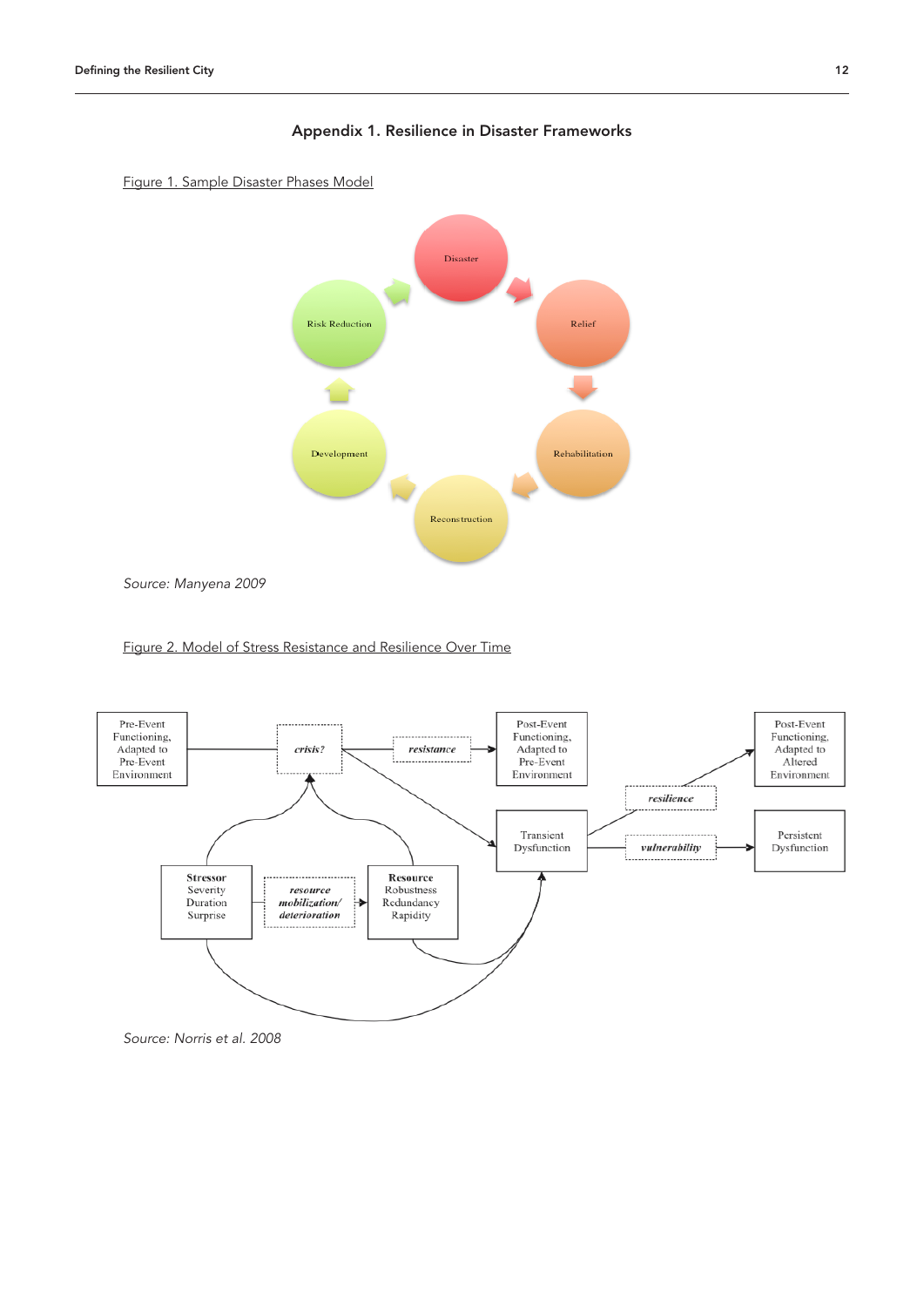## Appendix 1. Resilience in Disaster Frameworks

Figure 1. Sample Disaster Phases Model

Disaster

Relief

Rehabilitation

Reconstruction

Development

Risk Reduction

*Source: Manyena 2009*

Figure 2. Model of Stress Resistance and Resilience Over Time

Pre-Event Functioning, Adapted to Pre-Event Environment

*crisis?*

*resistance*

Post-Event Functioning, Adapted to Pre-Event Environment

Transient Dysfunction

*resilience*

Post-Event Functioning, Adapted to Altered Environment

*vulnerability*

Persistent Dysfunction

**Stressor**
Severity
Duration
Surprise

*resource mobilization/ deterioration*

**Resource**
Robustness
Redundancy
Rapidity

*Source: Norris et al. 2008*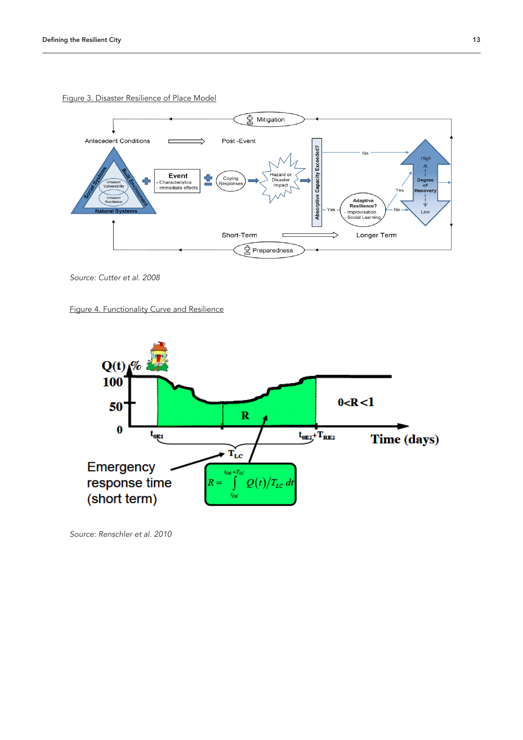Figure 3. Disaster Resilience of Place Model

Source: Cutter et al. 2008

Figure 4. Functionality Curve and Resilience

Source: Renschler et al. 2010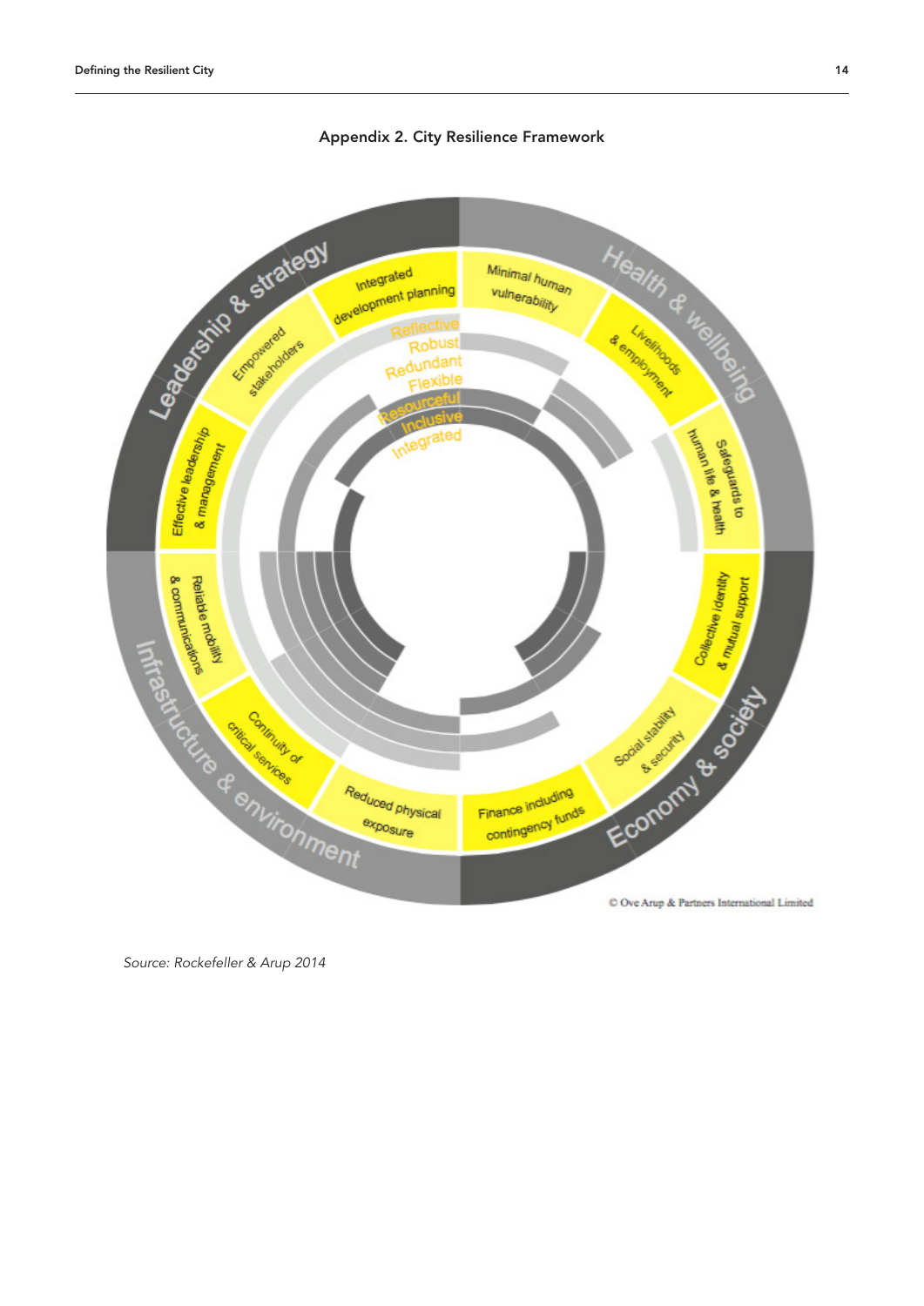## Appendix 2. City Resilience Framework

Leadership & strategy

- Integrated development planning
- Empowered stakeholders
- Effective leadership & management

Health & wellbeing

- Minimal human vulnerability
- Livelihoods & employment
- Safeguards to human life & health

Economy & society

- Collective identity & mutual support
- Social stability & security
- Finance including contingency funds

Infrastructure & environment

- Reduced physical exposure
- Continuity of critical services
- Reliable mobility & communications

Reflective
Robust
Redundant
Flexible
Resourceful
Inclusive
Integrated

© Ove Arup & Partners International Limited

*Source: Rockefeller & Arup 2014*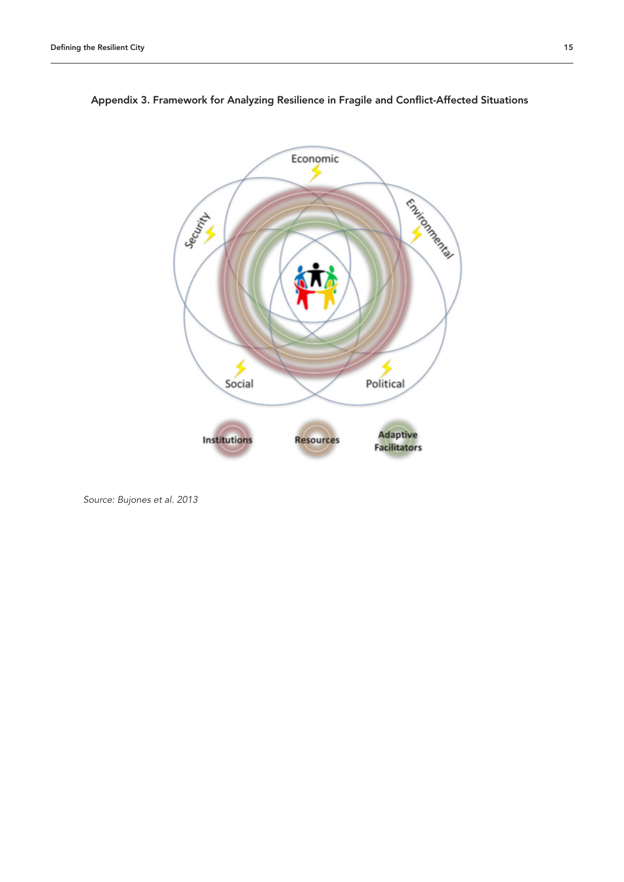## Appendix 3. Framework for Analyzing Resilience in Fragile and Conflict-Affected Situations

Economic

Security

Environmental

Social

Political

Institutions

Resources

Adaptive Facilitators

*Source: Bujones et al. 2013*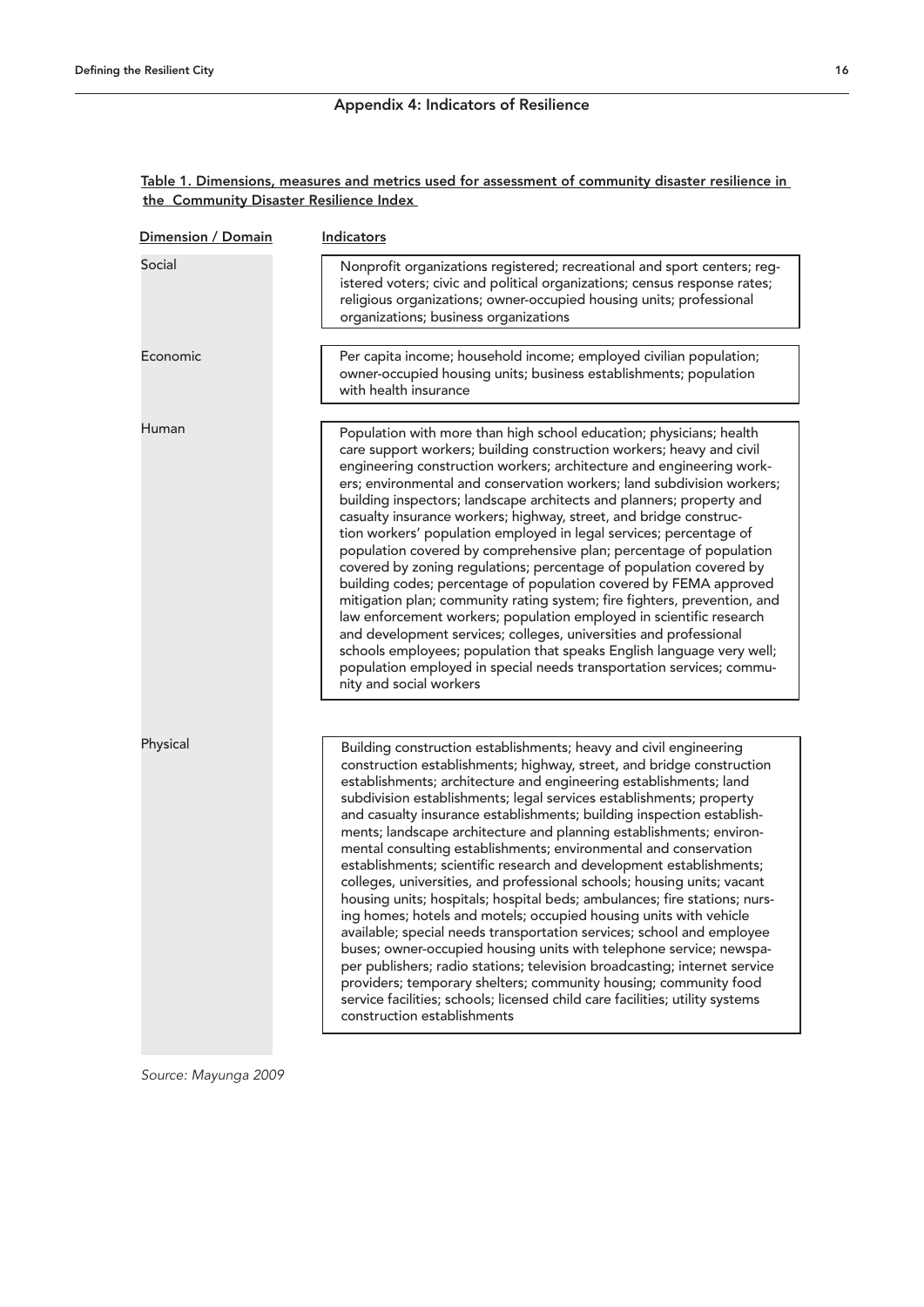## Appendix 4: Indicators of Resilience

**Table 1. Dimensions, measures and metrics used for assessment of community disaster resilience in the Community Disaster Resilience Index**

| Dimension / Domain | Indicators |
|---|---|
| Social | Nonprofit organizations registered; recreational and sport centers; registered voters; civic and political organizations; census response rates; religious organizations; owner-occupied housing units; professional organizations; business organizations |
| Economic | Per capita income; household income; employed civilian population; owner-occupied housing units; business establishments; population with health insurance |
| Human | Population with more than high school education; physicians; health care support workers; building construction workers; heavy and civil engineering construction workers; architecture and engineering workers; environmental and conservation workers; land subdivision workers; building inspectors; landscape architects and planners; property and casualty insurance workers; highway, street, and bridge construction workers' population employed in legal services; percentage of population covered by comprehensive plan; percentage of population covered by zoning regulations; percentage of population covered by building codes; percentage of population covered by FEMA approved mitigation plan; community rating system; fire fighters, prevention, and law enforcement workers; population employed in scientific research and development services; colleges, universities and professional schools employees; population that speaks English language very well; population employed in special needs transportation services; community and social workers |
| Physical | Building construction establishments; heavy and civil engineering construction establishments; highway, street, and bridge construction establishments; architecture and engineering establishments; land subdivision establishments; legal services establishments; property and casualty insurance establishments; building inspection establishments; landscape architecture and planning establishments; environmental consulting establishments; environmental and conservation establishments; scientific research and development establishments; colleges, universities, and professional schools; housing units; vacant housing units; hospitals; hospital beds; ambulances; fire stations; nursing homes; hotels and motels; occupied housing units with vehicle available; special needs transportation services; school and employee buses; owner-occupied housing units with telephone service; newspaper publishers; radio stations; television broadcasting; internet service providers; temporary shelters; community housing; community food service facilities; schools; licensed child care facilities; utility systems construction establishments |

*Source: Mayunga 2009*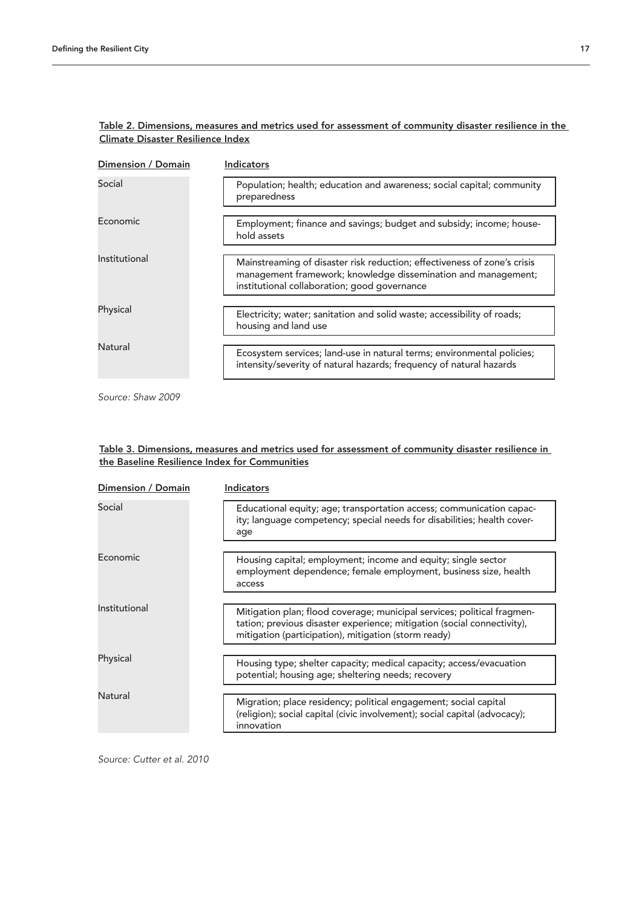**Table 2. Dimensions, measures and metrics used for assessment of community disaster resilience in the Climate Disaster Resilience Index**

| Dimension / Domain | Indicators |
|---|---|
| Social | Population; health; education and awareness; social capital; community preparedness |
| Economic | Employment; finance and savings; budget and subsidy; income; household assets |
| Institutional | Mainstreaming of disaster risk reduction; effectiveness of zone's crisis management framework; knowledge dissemination and management; institutional collaboration; good governance |
| Physical | Electricity; water; sanitation and solid waste; accessibility of roads; housing and land use |
| Natural | Ecosystem services; land-use in natural terms; environmental policies; intensity/severity of natural hazards; frequency of natural hazards |

*Source: Shaw 2009*

**Table 3. Dimensions, measures and metrics used for assessment of community disaster resilience in the Baseline Resilience Index for Communities**

| Dimension / Domain | Indicators |
|---|---|
| Social | Educational equity; age; transportation access; communication capacity; language competency; special needs for disabilities; health coverage |
| Economic | Housing capital; employment; income and equity; single sector employment dependence; female employment, business size, health access |
| Institutional | Mitigation plan; flood coverage; municipal services; political fragmentation; previous disaster experience; mitigation (social connectivity), mitigation (participation), mitigation (storm ready) |
| Physical | Housing type; shelter capacity; medical capacity; access/evacuation potential; housing age; sheltering needs; recovery |
| Natural | Migration; place residency; political engagement; social capital (religion); social capital (civic involvement); social capital (advocacy); innovation |

*Source: Cutter et al. 2010*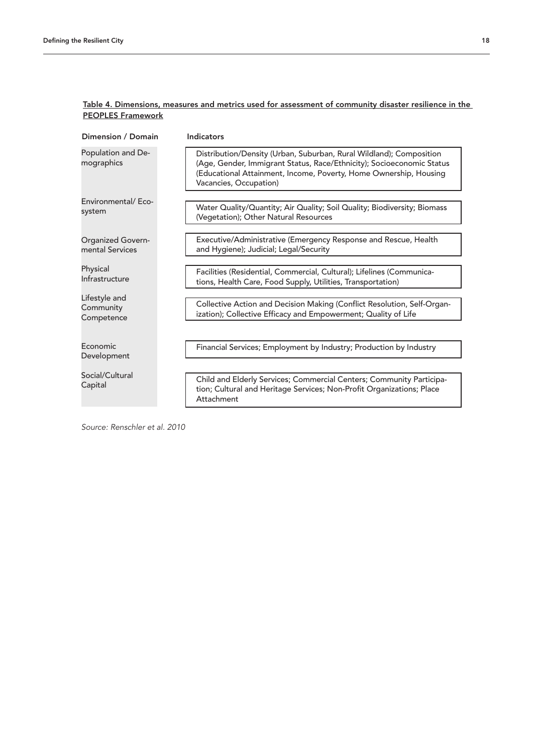**Table 4. Dimensions, measures and metrics used for assessment of community disaster resilience in the PEOPLES Framework**

| Dimension / Domain | Indicators |
|---|---|
| Population and Demographics | Distribution/Density (Urban, Suburban, Rural Wildland); Composition (Age, Gender, Immigrant Status, Race/Ethnicity); Socioeconomic Status (Educational Attainment, Income, Poverty, Home Ownership, Housing Vacancies, Occupation) |
| Environmental/ Ecosystem | Water Quality/Quantity; Air Quality; Soil Quality; Biodiversity; Biomass (Vegetation); Other Natural Resources |
| Organized Governmental Services | Executive/Administrative (Emergency Response and Rescue, Health and Hygiene); Judicial; Legal/Security |
| Physical Infrastructure | Facilities (Residential, Commercial, Cultural); Lifelines (Communications, Health Care, Food Supply, Utilities, Transportation) |
| Lifestyle and Community Competence | Collective Action and Decision Making (Conflict Resolution, Self-Organization); Collective Efficacy and Empowerment; Quality of Life |
| Economic Development | Financial Services; Employment by Industry; Production by Industry |
| Social/Cultural Capital | Child and Elderly Services; Commercial Centers; Community Participation; Cultural and Heritage Services; Non-Profit Organizations; Place Attachment |

*Source: Renschler et al. 2010*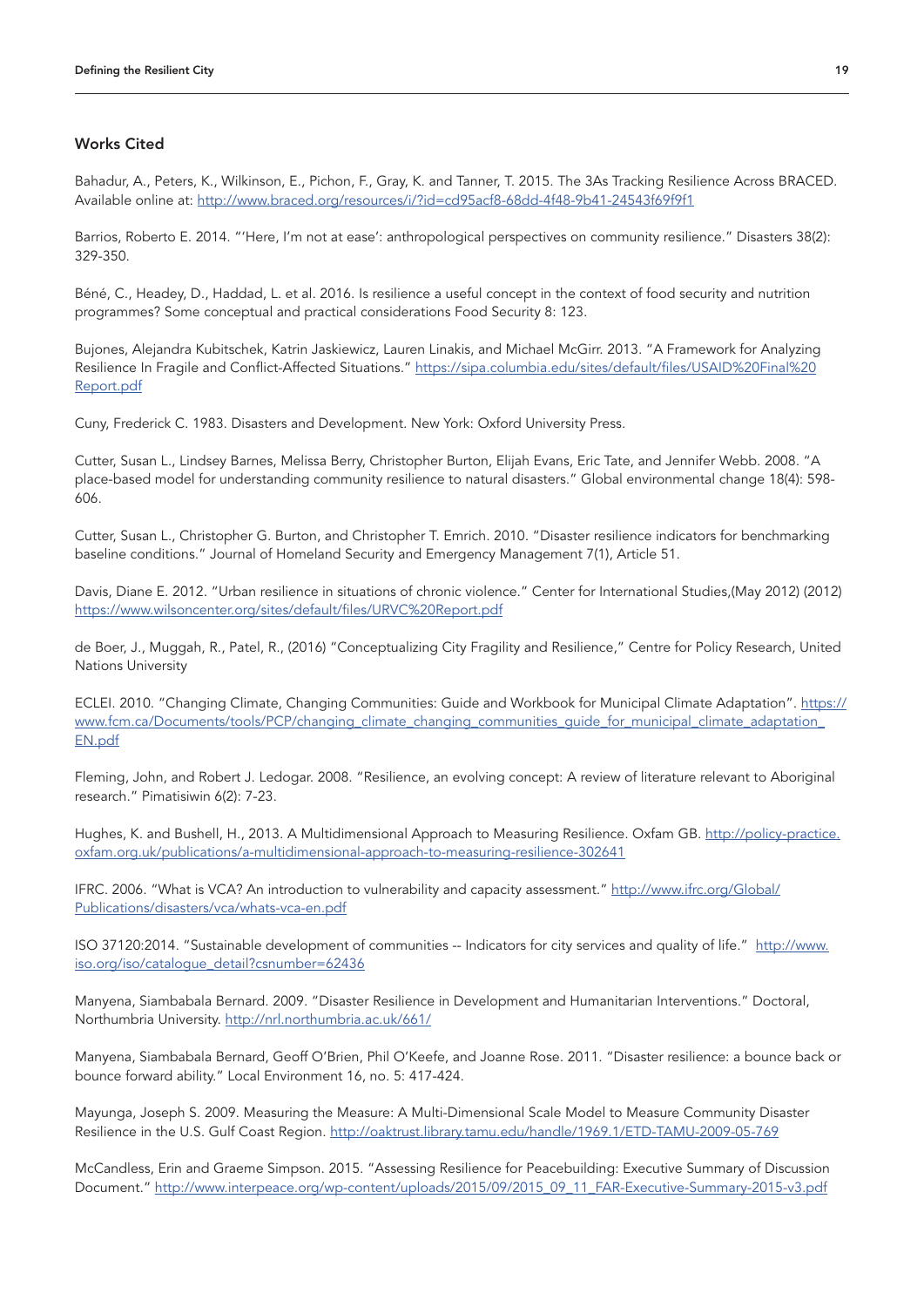## Works Cited

Bahadur, A., Peters, K., Wilkinson, E., Pichon, F., Gray, K. and Tanner, T. 2015. The 3As Tracking Resilience Across BRACED. Available online at: http://www.braced.org/resources/i/?id=cd95acf8-68dd-4f48-9b41-24543f69f9f1

Barrios, Roberto E. 2014. "'Here, I'm not at ease': anthropological perspectives on community resilience." Disasters 38(2): 329-350.

Béné, C., Headey, D., Haddad, L. et al. 2016. Is resilience a useful concept in the context of food security and nutrition programmes? Some conceptual and practical considerations Food Security 8: 123.

Bujones, Alejandra Kubitschek, Katrin Jaskiewicz, Lauren Linakis, and Michael McGirr. 2013. "A Framework for Analyzing Resilience In Fragile and Conflict-Affected Situations." https://sipa.columbia.edu/sites/default/files/USAID%20Final%20Report.pdf

Cuny, Frederick C. 1983. Disasters and Development. New York: Oxford University Press.

Cutter, Susan L., Lindsey Barnes, Melissa Berry, Christopher Burton, Elijah Evans, Eric Tate, and Jennifer Webb. 2008. "A place-based model for understanding community resilience to natural disasters." Global environmental change 18(4): 598-606.

Cutter, Susan L., Christopher G. Burton, and Christopher T. Emrich. 2010. "Disaster resilience indicators for benchmarking baseline conditions." Journal of Homeland Security and Emergency Management 7(1), Article 51.

Davis, Diane E. 2012. "Urban resilience in situations of chronic violence." Center for International Studies,(May 2012) (2012) https://www.wilsoncenter.org/sites/default/files/URVC%20Report.pdf

de Boer, J., Muggah, R., Patel, R., (2016) "Conceptualizing City Fragility and Resilience," Centre for Policy Research, United Nations University

ECLEI. 2010. "Changing Climate, Changing Communities: Guide and Workbook for Municipal Climate Adaptation". https://www.fcm.ca/Documents/tools/PCP/changing_climate_changing_communities_guide_for_municipal_climate_adaptation_EN.pdf

Fleming, John, and Robert J. Ledogar. 2008. "Resilience, an evolving concept: A review of literature relevant to Aboriginal research." Pimatisiwin 6(2): 7-23.

Hughes, K. and Bushell, H., 2013. A Multidimensional Approach to Measuring Resilience. Oxfam GB. http://policy-practice.oxfam.org.uk/publications/a-multidimensional-approach-to-measuring-resilience-302641

IFRC. 2006. "What is VCA? An introduction to vulnerability and capacity assessment." http://www.ifrc.org/Global/Publications/disasters/vca/whats-vca-en.pdf

ISO 37120:2014. "Sustainable development of communities -- Indicators for city services and quality of life." http://www.iso.org/iso/catalogue_detail?csnumber=62436

Manyena, Siambabala Bernard. 2009. "Disaster Resilience in Development and Humanitarian Interventions." Doctoral, Northumbria University. http://nrl.northumbria.ac.uk/661/

Manyena, Siambabala Bernard, Geoff O'Brien, Phil O'Keefe, and Joanne Rose. 2011. "Disaster resilience: a bounce back or bounce forward ability." Local Environment 16, no. 5: 417-424.

Mayunga, Joseph S. 2009. Measuring the Measure: A Multi-Dimensional Scale Model to Measure Community Disaster Resilience in the U.S. Gulf Coast Region. http://oaktrust.library.tamu.edu/handle/1969.1/ETD-TAMU-2009-05-769

McCandless, Erin and Graeme Simpson. 2015. "Assessing Resilience for Peacebuilding: Executive Summary of Discussion Document." http://www.interpeace.org/wp-content/uploads/2015/09/2015_09_11_FAR-Executive-Summary-2015-v3.pdf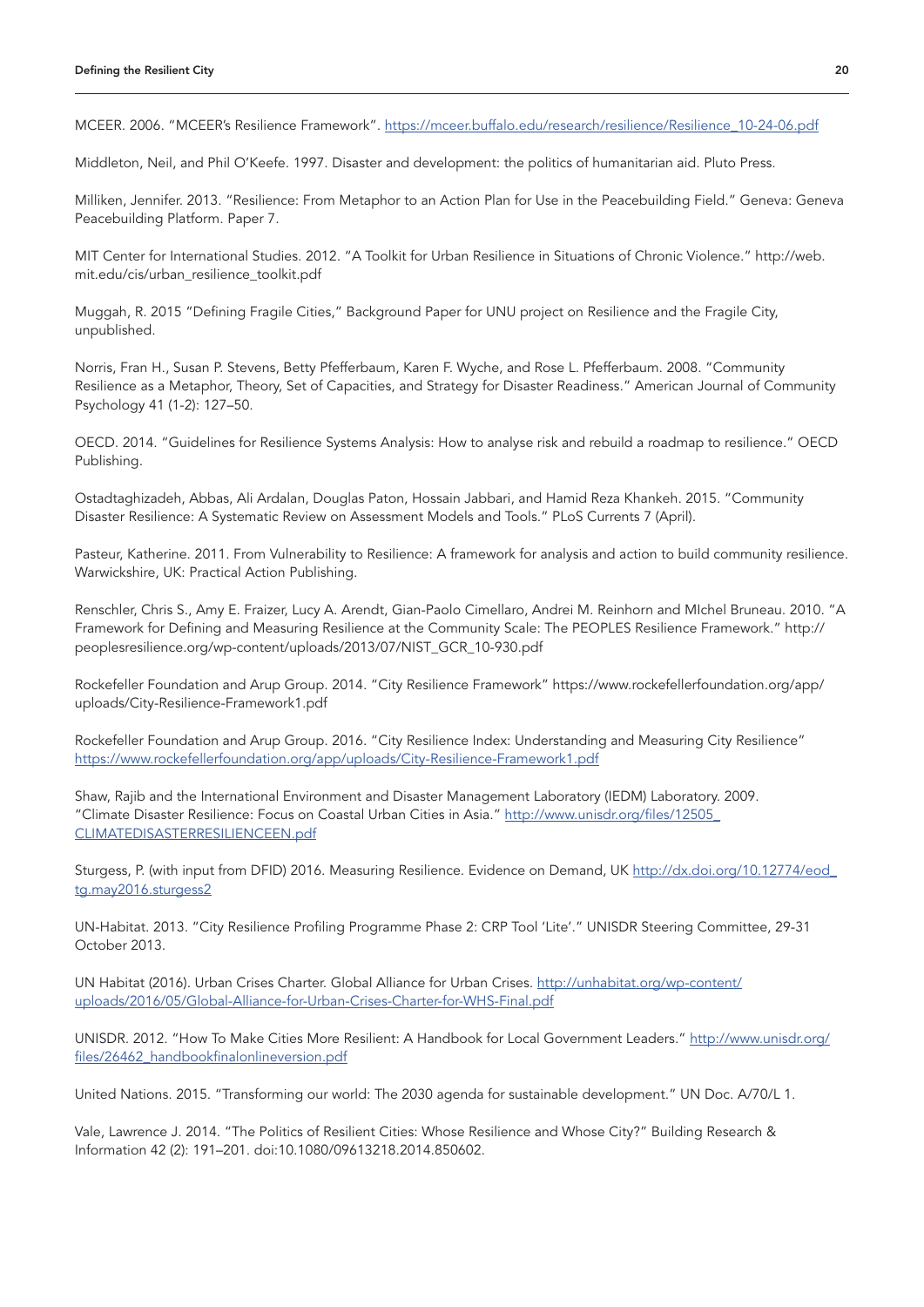MCEER. 2006. "MCEER's Resilience Framework". https://mceer.buffalo.edu/research/resilience/Resilience_10-24-06.pdf

Middleton, Neil, and Phil O'Keefe. 1997. Disaster and development: the politics of humanitarian aid. Pluto Press.

Milliken, Jennifer. 2013. "Resilience: From Metaphor to an Action Plan for Use in the Peacebuilding Field." Geneva: Geneva Peacebuilding Platform. Paper 7.

MIT Center for International Studies. 2012. "A Toolkit for Urban Resilience in Situations of Chronic Violence." http://web.mit.edu/cis/urban_resilience_toolkit.pdf

Muggah, R. 2015 "Defining Fragile Cities," Background Paper for UNU project on Resilience and the Fragile City, unpublished.

Norris, Fran H., Susan P. Stevens, Betty Pfefferbaum, Karen F. Wyche, and Rose L. Pfefferbaum. 2008. "Community Resilience as a Metaphor, Theory, Set of Capacities, and Strategy for Disaster Readiness." American Journal of Community Psychology 41 (1-2): 127–50.

OECD. 2014. "Guidelines for Resilience Systems Analysis: How to analyse risk and rebuild a roadmap to resilience." OECD Publishing.

Ostadtaghizadeh, Abbas, Ali Ardalan, Douglas Paton, Hossain Jabbari, and Hamid Reza Khankeh. 2015. "Community Disaster Resilience: A Systematic Review on Assessment Models and Tools." PLoS Currents 7 (April).

Pasteur, Katherine. 2011. From Vulnerability to Resilience: A framework for analysis and action to build community resilience. Warwickshire, UK: Practical Action Publishing.

Renschler, Chris S., Amy E. Fraizer, Lucy A. Arendt, Gian-Paolo Cimellaro, Andrei M. Reinhorn and MIchel Bruneau. 2010. "A Framework for Defining and Measuring Resilience at the Community Scale: The PEOPLES Resilience Framework." http://peoplesresilience.org/wp-content/uploads/2013/07/NIST_GCR_10-930.pdf

Rockefeller Foundation and Arup Group. 2014. "City Resilience Framework" https://www.rockefellerfoundation.org/app/uploads/City-Resilience-Framework1.pdf

Rockefeller Foundation and Arup Group. 2016. "City Resilience Index: Understanding and Measuring City Resilience" https://www.rockefellerfoundation.org/app/uploads/City-Resilience-Framework1.pdf

Shaw, Rajib and the International Environment and Disaster Management Laboratory (IEDM) Laboratory. 2009. "Climate Disaster Resilience: Focus on Coastal Urban Cities in Asia." http://www.unisdr.org/files/12505_CLIMATEDISASTERRESILIENCEEN.pdf

Sturgess, P. (with input from DFID) 2016. Measuring Resilience. Evidence on Demand, UK http://dx.doi.org/10.12774/eod_tg.may2016.sturgess2

UN-Habitat. 2013. "City Resilience Profiling Programme Phase 2: CRP Tool 'Lite'." UNISDR Steering Committee, 29-31 October 2013.

UN Habitat (2016). Urban Crises Charter. Global Alliance for Urban Crises. http://unhabitat.org/wp-content/uploads/2016/05/Global-Alliance-for-Urban-Crises-Charter-for-WHS-Final.pdf

UNISDR. 2012. "How To Make Cities More Resilient: A Handbook for Local Government Leaders." http://www.unisdr.org/files/26462_handbookfinalonlineversion.pdf

United Nations. 2015. "Transforming our world: The 2030 agenda for sustainable development." UN Doc. A/70/L 1.

Vale, Lawrence J. 2014. "The Politics of Resilient Cities: Whose Resilience and Whose City?" Building Research & Information 42 (2): 191–201. doi:10.1080/09613218.2014.850602.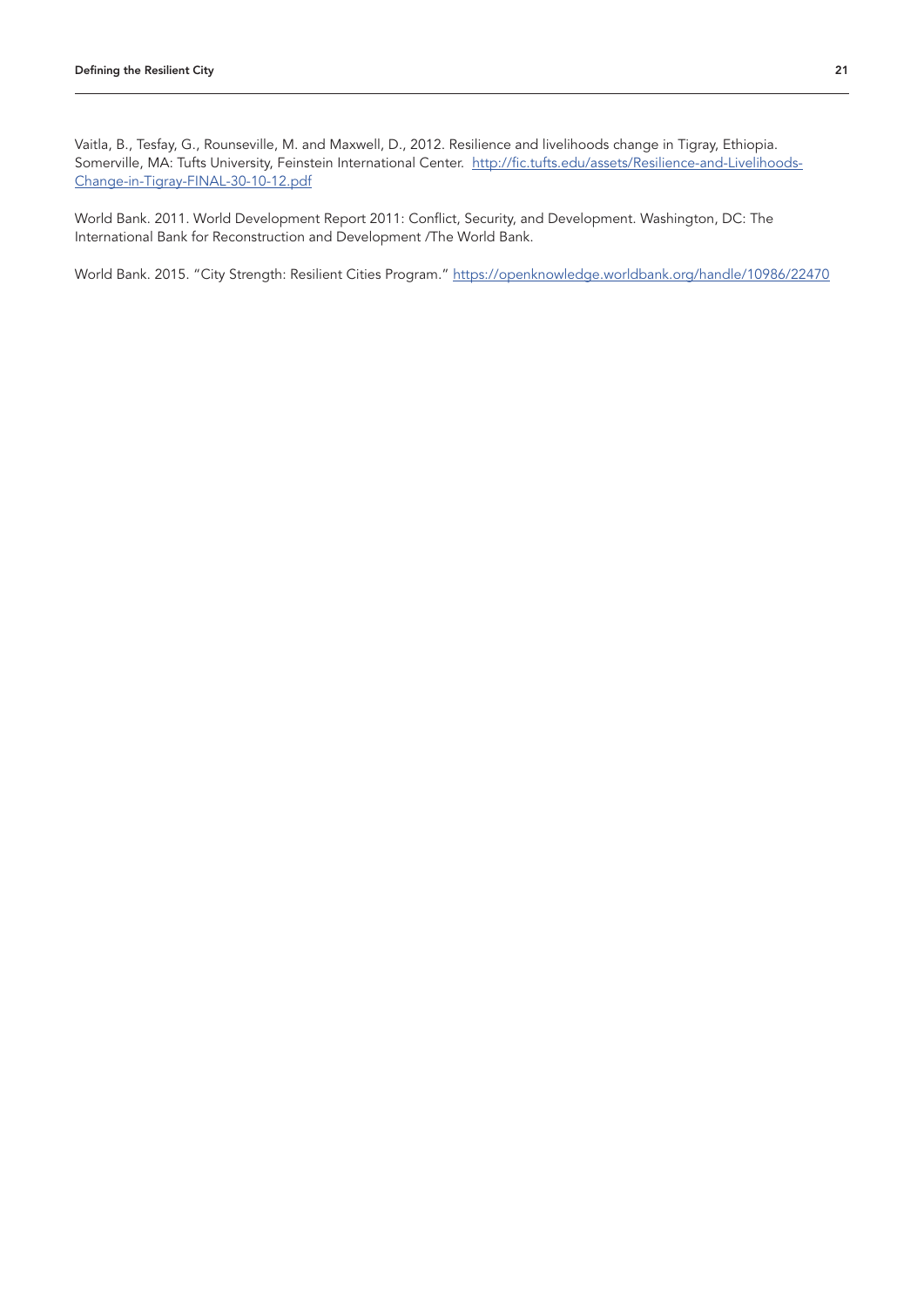Vaitla, B., Tesfay, G., Rounseville, M. and Maxwell, D., 2012. Resilience and livelihoods change in Tigray, Ethiopia. Somerville, MA: Tufts University, Feinstein International Center. http://fic.tufts.edu/assets/Resilience-and-Livelihoods-Change-in-Tigray-FINAL-30-10-12.pdf

World Bank. 2011. World Development Report 2011: Conflict, Security, and Development. Washington, DC: The International Bank for Reconstruction and Development /The World Bank.

World Bank. 2015. "City Strength: Resilient Cities Program." https://openknowledge.worldbank.org/handle/10986/22470